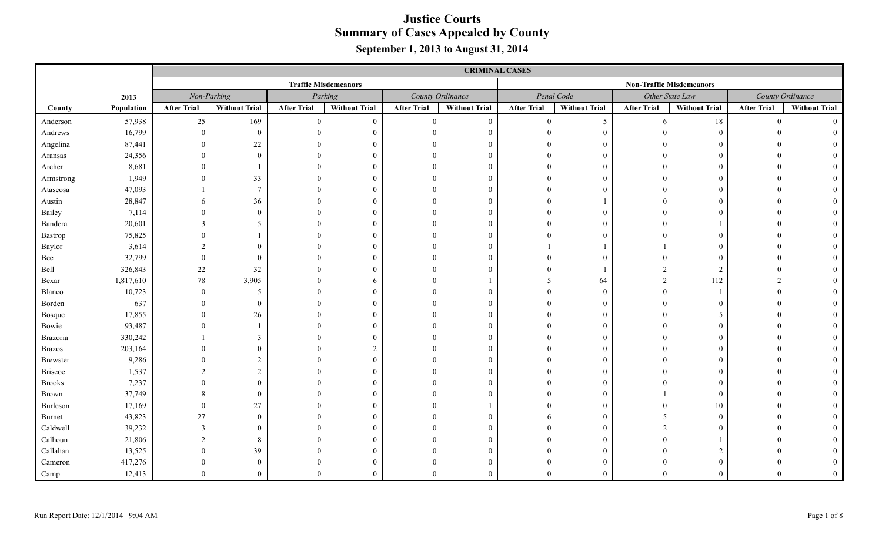# Justice Courts
## Summary of Cases Appealed by County
### September 1, 2013 to August 31, 2014

| | | CRIMINAL CASES | | | | | | | | | | | |
|---|---|---|---|---|---|---|---|---|---|---|---|---|---|
| | | Traffic Misdemeanors | | | | | | Non-Traffic Misdemeanors | | | | | |
| | 2013 | *Non-Parking* | | *Parking* | | *County Ordinance* | | *Penal Code* | | *Other State Law* | | *County Ordinance* | |
| **County** | **Population** | **After Trial** | **Without Trial** | **After Trial** | **Without Trial** | **After Trial** | **Without Trial** | **After Trial** | **Without Trial** | **After Trial** | **Without Trial** | **After Trial** | **Without Trial** |
| Anderson | 57,938 | 25 | 169 | 0 | 0 | 0 | 0 | 0 | 5 | 6 | 18 | 0 | 0 |
| Andrews | 16,799 | 0 | 0 | 0 | 0 | 0 | 0 | 0 | 0 | 0 | 0 | 0 | 0 |
| Angelina | 87,441 | 0 | 22 | 0 | 0 | 0 | 0 | 0 | 0 | 0 | 0 | 0 | 0 |
| Aransas | 24,356 | 0 | 0 | 0 | 0 | 0 | 0 | 0 | 0 | 0 | 0 | 0 | 0 |
| Archer | 8,681 | 0 | 1 | 0 | 0 | 0 | 0 | 0 | 0 | 0 | 0 | 0 | 0 |
| Armstrong | 1,949 | 0 | 33 | 0 | 0 | 0 | 0 | 0 | 0 | 0 | 0 | 0 | 0 |
| Atascosa | 47,093 | 1 | 7 | 0 | 0 | 0 | 0 | 0 | 0 | 0 | 0 | 0 | 0 |
| Austin | 28,847 | 6 | 36 | 0 | 0 | 0 | 0 | 0 | 1 | 0 | 0 | 0 | 0 |
| Bailey | 7,114 | 0 | 0 | 0 | 0 | 0 | 0 | 0 | 0 | 0 | 0 | 0 | 0 |
| Bandera | 20,601 | 3 | 5 | 0 | 0 | 0 | 0 | 0 | 0 | 0 | 1 | 0 | 0 |
| Bastrop | 75,825 | 0 | 1 | 0 | 0 | 0 | 0 | 0 | 0 | 0 | 0 | 0 | 0 |
| Baylor | 3,614 | 2 | 0 | 0 | 0 | 0 | 0 | 1 | 1 | 1 | 0 | 0 | 0 |
| Bee | 32,799 | 0 | 0 | 0 | 0 | 0 | 0 | 0 | 0 | 0 | 0 | 0 | 0 |
| Bell | 326,843 | 22 | 32 | 0 | 0 | 0 | 0 | 0 | 1 | 2 | 2 | 0 | 0 |
| Bexar | 1,817,610 | 78 | 3,905 | 0 | 6 | 0 | 1 | 5 | 64 | 2 | 112 | 2 | 0 |
| Blanco | 10,723 | 0 | 5 | 0 | 0 | 0 | 0 | 0 | 0 | 0 | 1 | 0 | 0 |
| Borden | 637 | 0 | 0 | 0 | 0 | 0 | 0 | 0 | 0 | 0 | 0 | 0 | 0 |
| Bosque | 17,855 | 0 | 26 | 0 | 0 | 0 | 0 | 0 | 0 | 0 | 5 | 0 | 0 |
| Bowie | 93,487 | 0 | 1 | 0 | 0 | 0 | 0 | 0 | 0 | 0 | 0 | 0 | 0 |
| Brazoria | 330,242 | 1 | 3 | 0 | 0 | 0 | 0 | 0 | 0 | 0 | 0 | 0 | 0 |
| Brazos | 203,164 | 0 | 0 | 0 | 2 | 0 | 0 | 0 | 0 | 0 | 0 | 0 | 0 |
| Brewster | 9,286 | 0 | 2 | 0 | 0 | 0 | 0 | 0 | 0 | 0 | 0 | 0 | 0 |
| Briscoe | 1,537 | 2 | 2 | 0 | 0 | 0 | 0 | 0 | 0 | 0 | 0 | 0 | 0 |
| Brooks | 7,237 | 0 | 0 | 0 | 0 | 0 | 0 | 0 | 0 | 0 | 0 | 0 | 0 |
| Brown | 37,749 | 8 | 0 | 0 | 0 | 0 | 0 | 0 | 0 | 1 | 0 | 0 | 0 |
| Burleson | 17,169 | 0 | 27 | 0 | 0 | 0 | 1 | 0 | 0 | 0 | 10 | 0 | 0 |
| Burnet | 43,823 | 27 | 0 | 0 | 0 | 0 | 0 | 6 | 0 | 5 | 0 | 0 | 0 |
| Caldwell | 39,232 | 3 | 0 | 0 | 0 | 0 | 0 | 0 | 0 | 2 | 0 | 0 | 0 |
| Calhoun | 21,806 | 2 | 8 | 0 | 0 | 0 | 0 | 0 | 0 | 0 | 1 | 0 | 0 |
| Callahan | 13,525 | 0 | 39 | 0 | 0 | 0 | 0 | 0 | 0 | 0 | 2 | 0 | 0 |
| Cameron | 417,276 | 0 | 0 | 0 | 0 | 0 | 0 | 0 | 0 | 0 | 0 | 0 | 0 |
| Camp | 12,413 | 0 | 0 | 0 | 0 | 0 | 0 | 0 | 0 | 0 | 0 | 0 | 0 |

Run Report Date: 12/1/2014 9:04 AM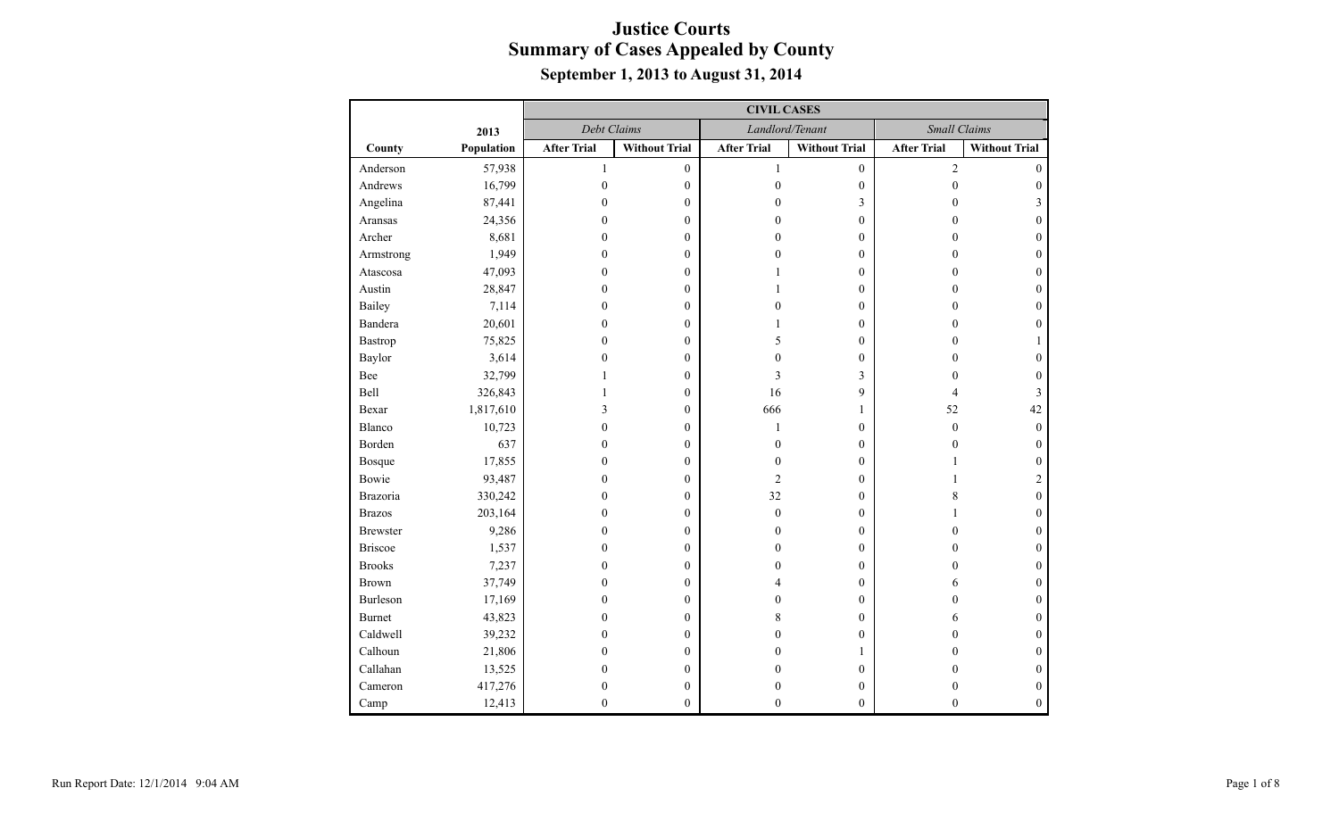# Justice Courts
## Summary of Cases Appealed by County
### September 1, 2013 to August 31, 2014

| | 2013 | CIVIL CASES | | | | | |
|---|---|---|---|---|---|---|---|
| | | *Debt Claims* | | *Landlord/Tenant* | | *Small Claims* | |
| **County** | **Population** | **After Trial** | **Without Trial** | **After Trial** | **Without Trial** | **After Trial** | **Without Trial** |
| Anderson | 57,938 | 1 | 0 | 1 | 0 | 2 | 0 |
| Andrews | 16,799 | 0 | 0 | 0 | 0 | 0 | 0 |
| Angelina | 87,441 | 0 | 0 | 0 | 3 | 0 | 3 |
| Aransas | 24,356 | 0 | 0 | 0 | 0 | 0 | 0 |
| Archer | 8,681 | 0 | 0 | 0 | 0 | 0 | 0 |
| Armstrong | 1,949 | 0 | 0 | 0 | 0 | 0 | 0 |
| Atascosa | 47,093 | 0 | 0 | 1 | 0 | 0 | 0 |
| Austin | 28,847 | 0 | 0 | 1 | 0 | 0 | 0 |
| Bailey | 7,114 | 0 | 0 | 0 | 0 | 0 | 0 |
| Bandera | 20,601 | 0 | 0 | 1 | 0 | 0 | 0 |
| Bastrop | 75,825 | 0 | 0 | 5 | 0 | 0 | 1 |
| Baylor | 3,614 | 0 | 0 | 0 | 0 | 0 | 0 |
| Bee | 32,799 | 1 | 0 | 3 | 3 | 0 | 0 |
| Bell | 326,843 | 1 | 0 | 16 | 9 | 4 | 3 |
| Bexar | 1,817,610 | 3 | 0 | 666 | 1 | 52 | 42 |
| Blanco | 10,723 | 0 | 0 | 1 | 0 | 0 | 0 |
| Borden | 637 | 0 | 0 | 0 | 0 | 0 | 0 |
| Bosque | 17,855 | 0 | 0 | 0 | 0 | 1 | 0 |
| Bowie | 93,487 | 0 | 0 | 2 | 0 | 1 | 2 |
| Brazoria | 330,242 | 0 | 0 | 32 | 0 | 8 | 0 |
| Brazos | 203,164 | 0 | 0 | 0 | 0 | 1 | 0 |
| Brewster | 9,286 | 0 | 0 | 0 | 0 | 0 | 0 |
| Briscoe | 1,537 | 0 | 0 | 0 | 0 | 0 | 0 |
| Brooks | 7,237 | 0 | 0 | 0 | 0 | 0 | 0 |
| Brown | 37,749 | 0 | 0 | 4 | 0 | 6 | 0 |
| Burleson | 17,169 | 0 | 0 | 0 | 0 | 0 | 0 |
| Burnet | 43,823 | 0 | 0 | 8 | 0 | 6 | 0 |
| Caldwell | 39,232 | 0 | 0 | 0 | 0 | 0 | 0 |
| Calhoun | 21,806 | 0 | 0 | 0 | 1 | 0 | 0 |
| Callahan | 13,525 | 0 | 0 | 0 | 0 | 0 | 0 |
| Cameron | 417,276 | 0 | 0 | 0 | 0 | 0 | 0 |
| Camp | 12,413 | 0 | 0 | 0 | 0 | 0 | 0 |

Run Report Date: 12/1/2014 9:04 AM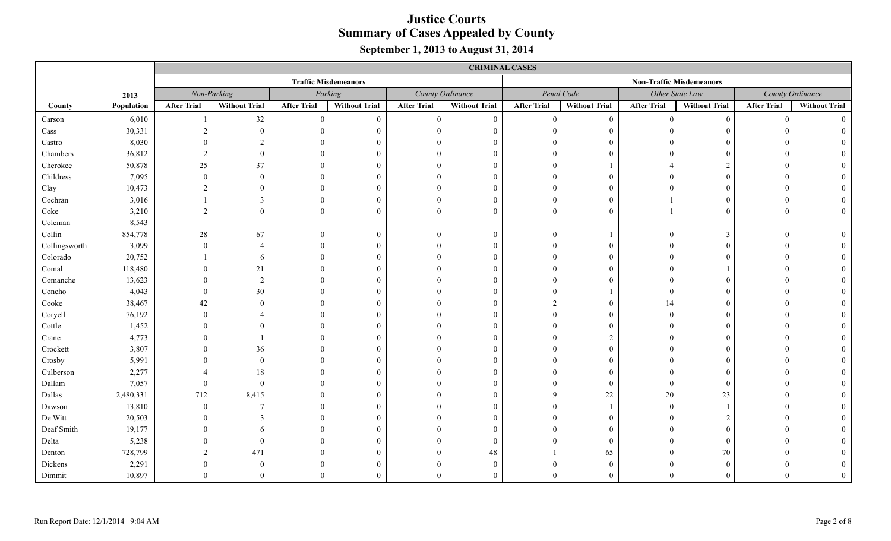# Justice Courts
## Summary of Cases Appealed by County
### September 1, 2013 to August 31, 2014

| | | CRIMINAL CASES | | | | | | | | | | | |
|---|---|---|---|---|---|---|---|---|---|---|---|---|---|
| | | Traffic Misdemeanors | | | | | | Non-Traffic Misdemeanors | | | | | |
| | 2013 | *Non-Parking* | | *Parking* | | *County Ordinance* | | *Penal Code* | | *Other State Law* | | *County Ordinance* | |
| County | Population | After Trial | Without Trial | After Trial | Without Trial | After Trial | Without Trial | After Trial | Without Trial | After Trial | Without Trial | After Trial | Without Trial |
| Carson | 6,010 | 1 | 32 | 0 | 0 | 0 | 0 | 0 | 0 | 0 | 0 | 0 | 0 |
| Cass | 30,331 | 2 | 0 | 0 | 0 | 0 | 0 | 0 | 0 | 0 | 0 | 0 | 0 |
| Castro | 8,030 | 0 | 2 | 0 | 0 | 0 | 0 | 0 | 0 | 0 | 0 | 0 | 0 |
| Chambers | 36,812 | 2 | 0 | 0 | 0 | 0 | 0 | 0 | 0 | 0 | 0 | 0 | 0 |
| Cherokee | 50,878 | 25 | 37 | 0 | 0 | 0 | 0 | 0 | 1 | 4 | 2 | 0 | 0 |
| Childress | 7,095 | 0 | 0 | 0 | 0 | 0 | 0 | 0 | 0 | 0 | 0 | 0 | 0 |
| Clay | 10,473 | 2 | 0 | 0 | 0 | 0 | 0 | 0 | 0 | 0 | 0 | 0 | 0 |
| Cochran | 3,016 | 1 | 3 | 0 | 0 | 0 | 0 | 0 | 0 | 1 | 0 | 0 | 0 |
| Coke | 3,210 | 2 | 0 | 0 | 0 | 0 | 0 | 0 | 0 | 1 | 0 | 0 | 0 |
| Coleman | 8,543 | | | | | | | | | | | | |
| Collin | 854,778 | 28 | 67 | 0 | 0 | 0 | 0 | 0 | 1 | 0 | 3 | 0 | 0 |
| Collingsworth | 3,099 | 0 | 4 | 0 | 0 | 0 | 0 | 0 | 0 | 0 | 0 | 0 | 0 |
| Colorado | 20,752 | 1 | 6 | 0 | 0 | 0 | 0 | 0 | 0 | 0 | 0 | 0 | 0 |
| Comal | 118,480 | 0 | 21 | 0 | 0 | 0 | 0 | 0 | 0 | 0 | 1 | 0 | 0 |
| Comanche | 13,623 | 0 | 2 | 0 | 0 | 0 | 0 | 0 | 0 | 0 | 0 | 0 | 0 |
| Concho | 4,043 | 0 | 30 | 0 | 0 | 0 | 0 | 0 | 1 | 0 | 0 | 0 | 0 |
| Cooke | 38,467 | 42 | 0 | 0 | 0 | 0 | 0 | 2 | 0 | 14 | 0 | 0 | 0 |
| Coryell | 76,192 | 0 | 4 | 0 | 0 | 0 | 0 | 0 | 0 | 0 | 0 | 0 | 0 |
| Cottle | 1,452 | 0 | 0 | 0 | 0 | 0 | 0 | 0 | 0 | 0 | 0 | 0 | 0 |
| Crane | 4,773 | 0 | 1 | 0 | 0 | 0 | 0 | 0 | 2 | 0 | 0 | 0 | 0 |
| Crockett | 3,807 | 0 | 36 | 0 | 0 | 0 | 0 | 0 | 0 | 0 | 0 | 0 | 0 |
| Crosby | 5,991 | 0 | 0 | 0 | 0 | 0 | 0 | 0 | 0 | 0 | 0 | 0 | 0 |
| Culberson | 2,277 | 4 | 18 | 0 | 0 | 0 | 0 | 0 | 0 | 0 | 0 | 0 | 0 |
| Dallam | 7,057 | 0 | 0 | 0 | 0 | 0 | 0 | 0 | 0 | 0 | 0 | 0 | 0 |
| Dallas | 2,480,331 | 712 | 8,415 | 0 | 0 | 0 | 0 | 9 | 22 | 20 | 23 | 0 | 0 |
| Dawson | 13,810 | 0 | 7 | 0 | 0 | 0 | 0 | 0 | 1 | 0 | 1 | 0 | 0 |
| De Witt | 20,503 | 0 | 3 | 0 | 0 | 0 | 0 | 0 | 0 | 0 | 2 | 0 | 0 |
| Deaf Smith | 19,177 | 0 | 6 | 0 | 0 | 0 | 0 | 0 | 0 | 0 | 0 | 0 | 0 |
| Delta | 5,238 | 0 | 0 | 0 | 0 | 0 | 0 | 0 | 0 | 0 | 0 | 0 | 0 |
| Denton | 728,799 | 2 | 471 | 0 | 0 | 0 | 48 | 1 | 65 | 0 | 70 | 0 | 0 |
| Dickens | 2,291 | 0 | 0 | 0 | 0 | 0 | 0 | 0 | 0 | 0 | 0 | 0 | 0 |
| Dimmit | 10,897 | 0 | 0 | 0 | 0 | 0 | 0 | 0 | 0 | 0 | 0 | 0 | 0 |

Run Report Date: 12/1/2014 9:04 AM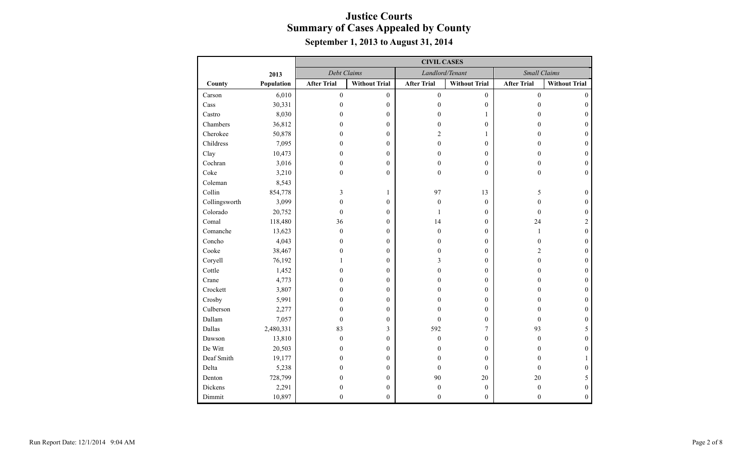# Justice Courts
## Summary of Cases Appealed by County
### September 1, 2013 to August 31, 2014

| | | CIVIL CASES | | | | | |
|---|---|---|---|---|---|---|---|
| | 2013 | *Debt Claims* | | *Landlord/Tenant* | | *Small Claims* | |
| **County** | **Population** | **After Trial** | **Without Trial** | **After Trial** | **Without Trial** | **After Trial** | **Without Trial** |
| Carson | 6,010 | 0 | 0 | 0 | 0 | 0 | 0 |
| Cass | 30,331 | 0 | 0 | 0 | 0 | 0 | 0 |
| Castro | 8,030 | 0 | 0 | 0 | 1 | 0 | 0 |
| Chambers | 36,812 | 0 | 0 | 0 | 0 | 0 | 0 |
| Cherokee | 50,878 | 0 | 0 | 2 | 1 | 0 | 0 |
| Childress | 7,095 | 0 | 0 | 0 | 0 | 0 | 0 |
| Clay | 10,473 | 0 | 0 | 0 | 0 | 0 | 0 |
| Cochran | 3,016 | 0 | 0 | 0 | 0 | 0 | 0 |
| Coke | 3,210 | 0 | 0 | 0 | 0 | 0 | 0 |
| Coleman | 8,543 | | | | | | |
| Collin | 854,778 | 3 | 1 | 97 | 13 | 5 | 0 |
| Collingsworth | 3,099 | 0 | 0 | 0 | 0 | 0 | 0 |
| Colorado | 20,752 | 0 | 0 | 1 | 0 | 0 | 0 |
| Comal | 118,480 | 36 | 0 | 14 | 0 | 24 | 2 |
| Comanche | 13,623 | 0 | 0 | 0 | 0 | 1 | 0 |
| Concho | 4,043 | 0 | 0 | 0 | 0 | 0 | 0 |
| Cooke | 38,467 | 0 | 0 | 0 | 0 | 2 | 0 |
| Coryell | 76,192 | 1 | 0 | 3 | 0 | 0 | 0 |
| Cottle | 1,452 | 0 | 0 | 0 | 0 | 0 | 0 |
| Crane | 4,773 | 0 | 0 | 0 | 0 | 0 | 0 |
| Crockett | 3,807 | 0 | 0 | 0 | 0 | 0 | 0 |
| Crosby | 5,991 | 0 | 0 | 0 | 0 | 0 | 0 |
| Culberson | 2,277 | 0 | 0 | 0 | 0 | 0 | 0 |
| Dallam | 7,057 | 0 | 0 | 0 | 0 | 0 | 0 |
| Dallas | 2,480,331 | 83 | 3 | 592 | 7 | 93 | 5 |
| Dawson | 13,810 | 0 | 0 | 0 | 0 | 0 | 0 |
| De Witt | 20,503 | 0 | 0 | 0 | 0 | 0 | 0 |
| Deaf Smith | 19,177 | 0 | 0 | 0 | 0 | 0 | 1 |
| Delta | 5,238 | 0 | 0 | 0 | 0 | 0 | 0 |
| Denton | 728,799 | 0 | 0 | 90 | 20 | 20 | 5 |
| Dickens | 2,291 | 0 | 0 | 0 | 0 | 0 | 0 |
| Dimmit | 10,897 | 0 | 0 | 0 | 0 | 0 | 0 |

Run Report Date: 12/1/2014 9:04 AM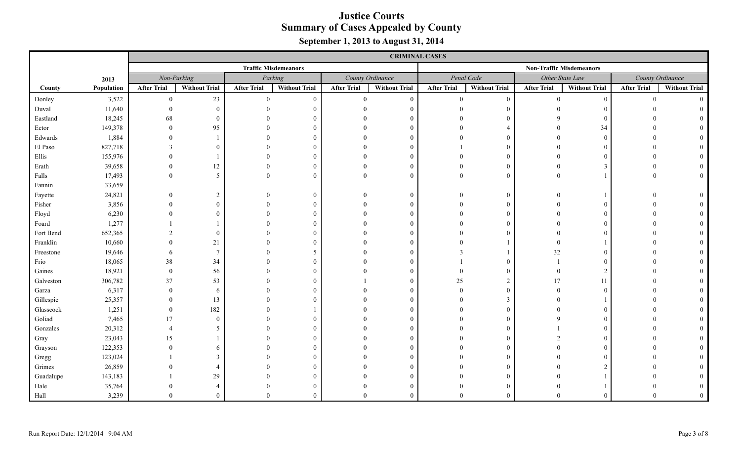# Justice Courts
## Summary of Cases Appealed by County
### September 1, 2013 to August 31, 2014

| | | CRIMINAL CASES | | | | | | | | | | | |
|---|---|---|---|---|---|---|---|---|---|---|---|---|---|
| | | Traffic Misdemeanors | | | | | | Non-Traffic Misdemeanors | | | | | |
| | 2013 | *Non-Parking* | | *Parking* | | *County Ordinance* | | *Penal Code* | | *Other State Law* | | *County Ordinance* | |
| County | Population | After Trial | Without Trial | After Trial | Without Trial | After Trial | Without Trial | After Trial | Without Trial | After Trial | Without Trial | After Trial | Without Trial |
| Donley | 3,522 | 0 | 23 | 0 | 0 | 0 | 0 | 0 | 0 | 0 | 0 | 0 | 0 |
| Duval | 11,640 | 0 | 0 | 0 | 0 | 0 | 0 | 0 | 0 | 0 | 0 | 0 | 0 |
| Eastland | 18,245 | 68 | 0 | 0 | 0 | 0 | 0 | 0 | 0 | 9 | 0 | 0 | 0 |
| Ector | 149,378 | 0 | 95 | 0 | 0 | 0 | 0 | 0 | 4 | 0 | 34 | 0 | 0 |
| Edwards | 1,884 | 0 | 1 | 0 | 0 | 0 | 0 | 0 | 0 | 0 | 0 | 0 | 0 |
| El Paso | 827,718 | 3 | 0 | 0 | 0 | 0 | 0 | 1 | 0 | 0 | 0 | 0 | 0 |
| Ellis | 155,976 | 0 | 1 | 0 | 0 | 0 | 0 | 0 | 0 | 0 | 0 | 0 | 0 |
| Erath | 39,658 | 0 | 12 | 0 | 0 | 0 | 0 | 0 | 0 | 0 | 3 | 0 | 0 |
| Falls | 17,493 | 0 | 5 | 0 | 0 | 0 | 0 | 0 | 0 | 0 | 1 | 0 | 0 |
| Fannin | 33,659 | | | | | | | | | | | | |
| Fayette | 24,821 | 0 | 2 | 0 | 0 | 0 | 0 | 0 | 0 | 0 | 1 | 0 | 0 |
| Fisher | 3,856 | 0 | 0 | 0 | 0 | 0 | 0 | 0 | 0 | 0 | 0 | 0 | 0 |
| Floyd | 6,230 | 0 | 0 | 0 | 0 | 0 | 0 | 0 | 0 | 0 | 0 | 0 | 0 |
| Foard | 1,277 | 1 | 1 | 0 | 0 | 0 | 0 | 0 | 0 | 0 | 0 | 0 | 0 |
| Fort Bend | 652,365 | 2 | 0 | 0 | 0 | 0 | 0 | 0 | 0 | 0 | 0 | 0 | 0 |
| Franklin | 10,660 | 0 | 21 | 0 | 0 | 0 | 0 | 0 | 1 | 0 | 1 | 0 | 0 |
| Freestone | 19,646 | 6 | 7 | 0 | 5 | 0 | 0 | 3 | 1 | 32 | 0 | 0 | 0 |
| Frio | 18,065 | 38 | 34 | 0 | 0 | 0 | 0 | 1 | 0 | 1 | 0 | 0 | 0 |
| Gaines | 18,921 | 0 | 56 | 0 | 0 | 0 | 0 | 0 | 0 | 0 | 2 | 0 | 0 |
| Galveston | 306,782 | 37 | 53 | 0 | 0 | 1 | 0 | 25 | 2 | 17 | 11 | 0 | 0 |
| Garza | 6,317 | 0 | 6 | 0 | 0 | 0 | 0 | 0 | 0 | 0 | 0 | 0 | 0 |
| Gillespie | 25,357 | 0 | 13 | 0 | 0 | 0 | 0 | 0 | 3 | 0 | 1 | 0 | 0 |
| Glasscock | 1,251 | 0 | 182 | 0 | 1 | 0 | 0 | 0 | 0 | 0 | 0 | 0 | 0 |
| Goliad | 7,465 | 17 | 0 | 0 | 0 | 0 | 0 | 0 | 0 | 9 | 0 | 0 | 0 |
| Gonzales | 20,312 | 4 | 5 | 0 | 0 | 0 | 0 | 0 | 0 | 1 | 0 | 0 | 0 |
| Gray | 23,043 | 15 | 1 | 0 | 0 | 0 | 0 | 0 | 0 | 2 | 0 | 0 | 0 |
| Grayson | 122,353 | 0 | 6 | 0 | 0 | 0 | 0 | 0 | 0 | 0 | 0 | 0 | 0 |
| Gregg | 123,024 | 1 | 3 | 0 | 0 | 0 | 0 | 0 | 0 | 0 | 0 | 0 | 0 |
| Grimes | 26,859 | 0 | 4 | 0 | 0 | 0 | 0 | 0 | 0 | 0 | 2 | 0 | 0 |
| Guadalupe | 143,183 | 1 | 29 | 0 | 0 | 0 | 0 | 0 | 0 | 0 | 1 | 0 | 0 |
| Hale | 35,764 | 0 | 4 | 0 | 0 | 0 | 0 | 0 | 0 | 0 | 1 | 0 | 0 |
| Hall | 3,239 | 0 | 0 | 0 | 0 | 0 | 0 | 0 | 0 | 0 | 0 | 0 | 0 |

Run Report Date: 12/1/2014 9:04 AM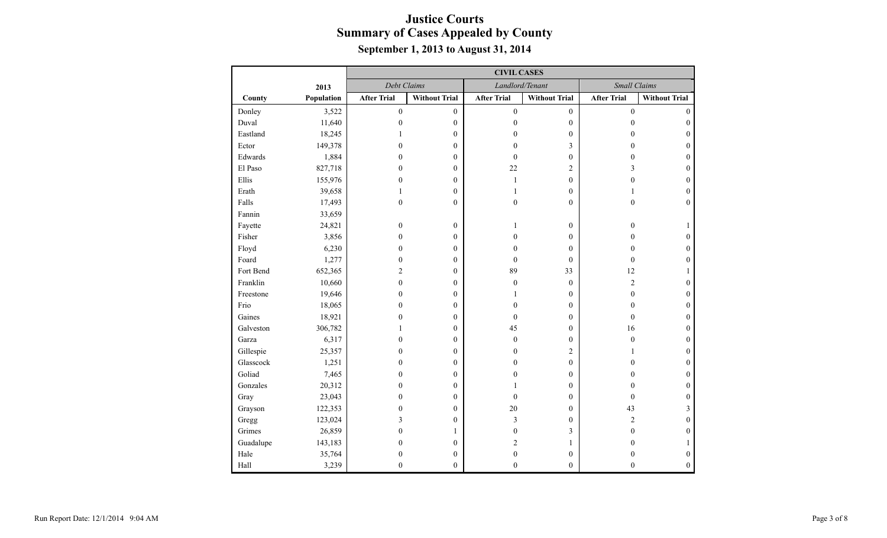# Justice Courts
## Summary of Cases Appealed by County
### September 1, 2013 to August 31, 2014

| | | CIVIL CASES | | | | | |
|---|---|---|---|---|---|---|---|
| | 2013 | *Debt Claims* | | *Landlord/Tenant* | | *Small Claims* | |
| **County** | **Population** | **After Trial** | **Without Trial** | **After Trial** | **Without Trial** | **After Trial** | **Without Trial** |
| Donley | 3,522 | 0 | 0 | 0 | 0 | 0 | 0 |
| Duval | 11,640 | 0 | 0 | 0 | 0 | 0 | 0 |
| Eastland | 18,245 | 1 | 0 | 0 | 0 | 0 | 0 |
| Ector | 149,378 | 0 | 0 | 0 | 3 | 0 | 0 |
| Edwards | 1,884 | 0 | 0 | 0 | 0 | 0 | 0 |
| El Paso | 827,718 | 0 | 0 | 22 | 2 | 3 | 0 |
| Ellis | 155,976 | 0 | 0 | 1 | 0 | 0 | 0 |
| Erath | 39,658 | 1 | 0 | 1 | 0 | 1 | 0 |
| Falls | 17,493 | 0 | 0 | 0 | 0 | 0 | 0 |
| Fannin | 33,659 | | | | | | |
| Fayette | 24,821 | 0 | 0 | 1 | 0 | 0 | 1 |
| Fisher | 3,856 | 0 | 0 | 0 | 0 | 0 | 0 |
| Floyd | 6,230 | 0 | 0 | 0 | 0 | 0 | 0 |
| Foard | 1,277 | 0 | 0 | 0 | 0 | 0 | 0 |
| Fort Bend | 652,365 | 2 | 0 | 89 | 33 | 12 | 1 |
| Franklin | 10,660 | 0 | 0 | 0 | 0 | 2 | 0 |
| Freestone | 19,646 | 0 | 0 | 1 | 0 | 0 | 0 |
| Frio | 18,065 | 0 | 0 | 0 | 0 | 0 | 0 |
| Gaines | 18,921 | 0 | 0 | 0 | 0 | 0 | 0 |
| Galveston | 306,782 | 1 | 0 | 45 | 0 | 16 | 0 |
| Garza | 6,317 | 0 | 0 | 0 | 0 | 0 | 0 |
| Gillespie | 25,357 | 0 | 0 | 0 | 2 | 1 | 0 |
| Glasscock | 1,251 | 0 | 0 | 0 | 0 | 0 | 0 |
| Goliad | 7,465 | 0 | 0 | 0 | 0 | 0 | 0 |
| Gonzales | 20,312 | 0 | 0 | 1 | 0 | 0 | 0 |
| Gray | 23,043 | 0 | 0 | 0 | 0 | 0 | 0 |
| Grayson | 122,353 | 0 | 0 | 20 | 0 | 43 | 3 |
| Gregg | 123,024 | 3 | 0 | 3 | 0 | 2 | 0 |
| Grimes | 26,859 | 0 | 1 | 0 | 3 | 0 | 0 |
| Guadalupe | 143,183 | 0 | 0 | 2 | 1 | 0 | 1 |
| Hale | 35,764 | 0 | 0 | 0 | 0 | 0 | 0 |
| Hall | 3,239 | 0 | 0 | 0 | 0 | 0 | 0 |

Run Report Date: 12/1/2014 9:04 AM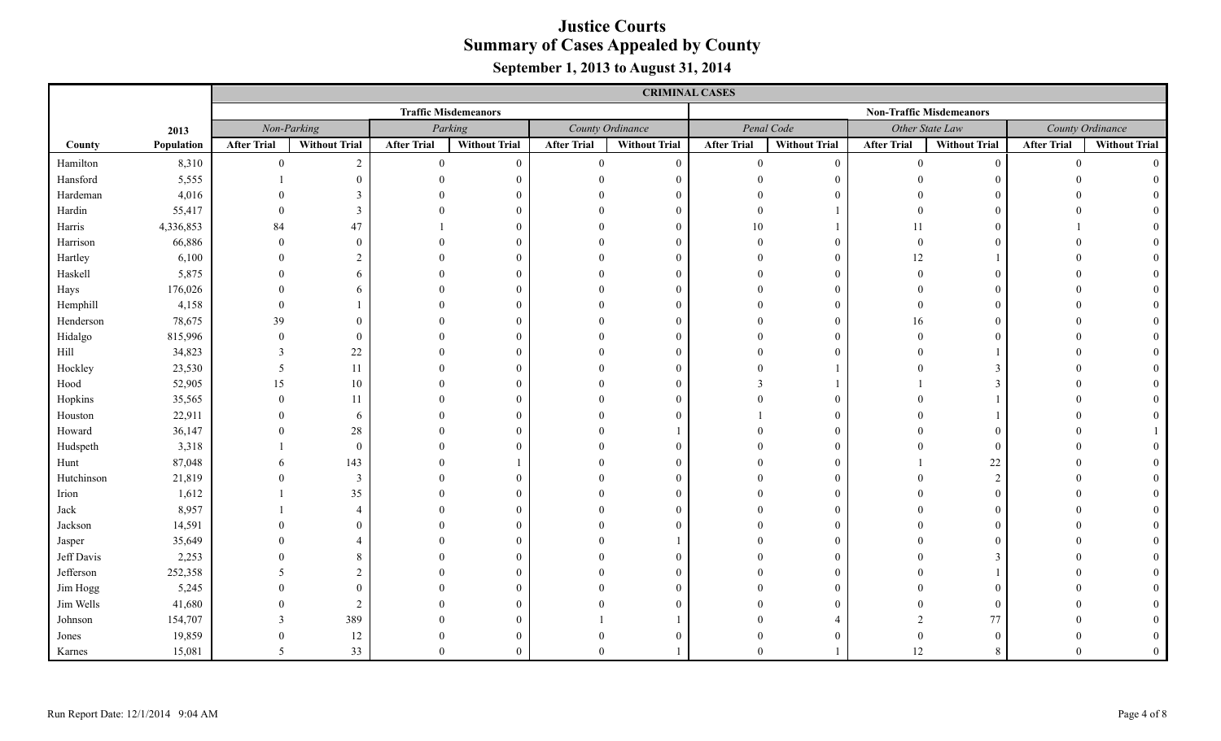# Justice Courts
## Summary of Cases Appealed by County
### September 1, 2013 to August 31, 2014

| | | CRIMINAL CASES | | | | | | | | | | | |
|---|---|---|---|---|---|---|---|---|---|---|---|---|---|
| | | Traffic Misdemeanors | | | | | | Non-Traffic Misdemeanors | | | | | |
| | 2013 | Non-Parking | | Parking | | County Ordinance | | Penal Code | | Other State Law | | County Ordinance | |
| County | Population | After Trial | Without Trial | After Trial | Without Trial | After Trial | Without Trial | After Trial | Without Trial | After Trial | Without Trial | After Trial | Without Trial |
| Hamilton | 8,310 | 0 | 2 | 0 | 0 | 0 | 0 | 0 | 0 | 0 | 0 | 0 | 0 |
| Hansford | 5,555 | 1 | 0 | 0 | 0 | 0 | 0 | 0 | 0 | 0 | 0 | 0 | 0 |
| Hardeman | 4,016 | 0 | 3 | 0 | 0 | 0 | 0 | 0 | 0 | 0 | 0 | 0 | 0 |
| Hardin | 55,417 | 0 | 3 | 0 | 0 | 0 | 0 | 0 | 1 | 0 | 0 | 0 | 0 |
| Harris | 4,336,853 | 84 | 47 | 1 | 0 | 0 | 0 | 10 | 1 | 11 | 0 | 1 | 0 |
| Harrison | 66,886 | 0 | 0 | 0 | 0 | 0 | 0 | 0 | 0 | 0 | 0 | 0 | 0 |
| Hartley | 6,100 | 0 | 2 | 0 | 0 | 0 | 0 | 0 | 0 | 12 | 1 | 0 | 0 |
| Haskell | 5,875 | 0 | 6 | 0 | 0 | 0 | 0 | 0 | 0 | 0 | 0 | 0 | 0 |
| Hays | 176,026 | 0 | 6 | 0 | 0 | 0 | 0 | 0 | 0 | 0 | 0 | 0 | 0 |
| Hemphill | 4,158 | 0 | 1 | 0 | 0 | 0 | 0 | 0 | 0 | 0 | 0 | 0 | 0 |
| Henderson | 78,675 | 39 | 0 | 0 | 0 | 0 | 0 | 0 | 0 | 16 | 0 | 0 | 0 |
| Hidalgo | 815,996 | 0 | 0 | 0 | 0 | 0 | 0 | 0 | 0 | 0 | 0 | 0 | 0 |
| Hill | 34,823 | 3 | 22 | 0 | 0 | 0 | 0 | 0 | 0 | 0 | 1 | 0 | 0 |
| Hockley | 23,530 | 5 | 11 | 0 | 0 | 0 | 0 | 0 | 1 | 0 | 3 | 0 | 0 |
| Hood | 52,905 | 15 | 10 | 0 | 0 | 0 | 0 | 3 | 1 | 1 | 3 | 0 | 0 |
| Hopkins | 35,565 | 0 | 11 | 0 | 0 | 0 | 0 | 0 | 0 | 0 | 1 | 0 | 0 |
| Houston | 22,911 | 0 | 6 | 0 | 0 | 0 | 0 | 1 | 0 | 0 | 1 | 0 | 0 |
| Howard | 36,147 | 0 | 28 | 0 | 0 | 0 | 1 | 0 | 0 | 0 | 0 | 0 | 1 |
| Hudspeth | 3,318 | 1 | 0 | 0 | 0 | 0 | 0 | 0 | 0 | 0 | 0 | 0 | 0 |
| Hunt | 87,048 | 6 | 143 | 0 | 1 | 0 | 0 | 0 | 0 | 1 | 22 | 0 | 0 |
| Hutchinson | 21,819 | 0 | 3 | 0 | 0 | 0 | 0 | 0 | 0 | 0 | 2 | 0 | 0 |
| Irion | 1,612 | 1 | 35 | 0 | 0 | 0 | 0 | 0 | 0 | 0 | 0 | 0 | 0 |
| Jack | 8,957 | 1 | 4 | 0 | 0 | 0 | 0 | 0 | 0 | 0 | 0 | 0 | 0 |
| Jackson | 14,591 | 0 | 0 | 0 | 0 | 0 | 0 | 0 | 0 | 0 | 0 | 0 | 0 |
| Jasper | 35,649 | 0 | 4 | 0 | 0 | 0 | 1 | 0 | 0 | 0 | 0 | 0 | 0 |
| Jeff Davis | 2,253 | 0 | 8 | 0 | 0 | 0 | 0 | 0 | 0 | 0 | 3 | 0 | 0 |
| Jefferson | 252,358 | 5 | 2 | 0 | 0 | 0 | 0 | 0 | 0 | 0 | 1 | 0 | 0 |
| Jim Hogg | 5,245 | 0 | 0 | 0 | 0 | 0 | 0 | 0 | 0 | 0 | 0 | 0 | 0 |
| Jim Wells | 41,680 | 0 | 2 | 0 | 0 | 0 | 0 | 0 | 0 | 0 | 0 | 0 | 0 |
| Johnson | 154,707 | 3 | 389 | 0 | 0 | 1 | 1 | 0 | 4 | 2 | 77 | 0 | 0 |
| Jones | 19,859 | 0 | 12 | 0 | 0 | 0 | 0 | 0 | 0 | 0 | 0 | 0 | 0 |
| Karnes | 15,081 | 5 | 33 | 0 | 0 | 0 | 1 | 0 | 1 | 12 | 8 | 0 | 0 |

Run Report Date: 12/1/2014 9:04 AM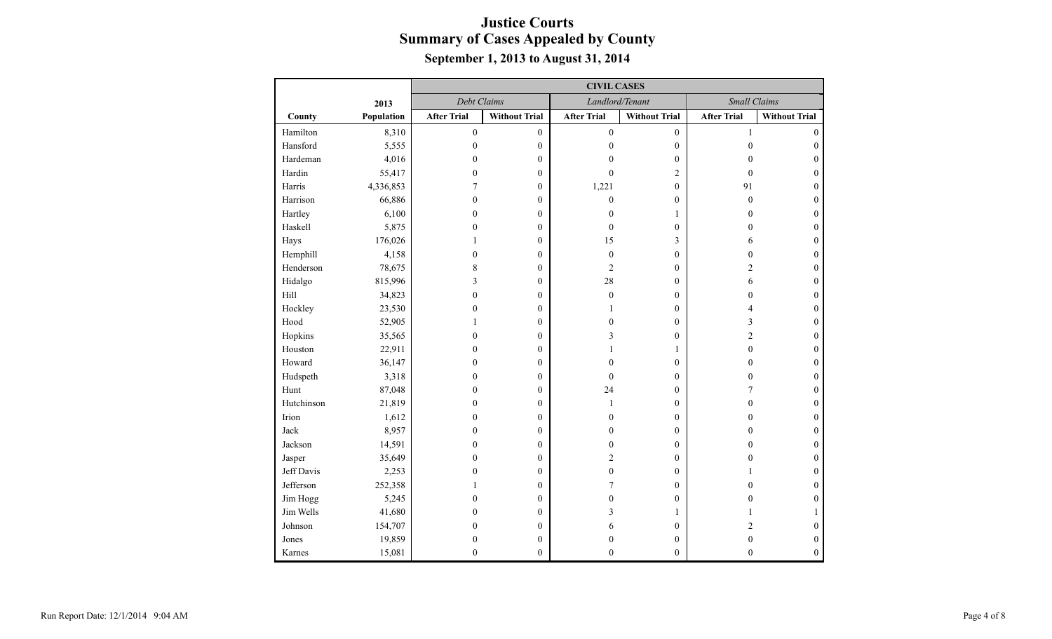# Justice Courts

## Summary of Cases Appealed by County

### September 1, 2013 to August 31, 2014

| | | CIVIL CASES | | | | | |
|---|---|---|---|---|---|---|---|
| | 2013 | *Debt Claims* | | *Landlord/Tenant* | | *Small Claims* | |
| **County** | **Population** | **After Trial** | **Without Trial** | **After Trial** | **Without Trial** | **After Trial** | **Without Trial** |
| Hamilton | 8,310 | 0 | 0 | 0 | 0 | 1 | 0 |
| Hansford | 5,555 | 0 | 0 | 0 | 0 | 0 | 0 |
| Hardeman | 4,016 | 0 | 0 | 0 | 0 | 0 | 0 |
| Hardin | 55,417 | 0 | 0 | 0 | 2 | 0 | 0 |
| Harris | 4,336,853 | 7 | 0 | 1,221 | 0 | 91 | 0 |
| Harrison | 66,886 | 0 | 0 | 0 | 0 | 0 | 0 |
| Hartley | 6,100 | 0 | 0 | 0 | 1 | 0 | 0 |
| Haskell | 5,875 | 0 | 0 | 0 | 0 | 0 | 0 |
| Hays | 176,026 | 1 | 0 | 15 | 3 | 6 | 0 |
| Hemphill | 4,158 | 0 | 0 | 0 | 0 | 0 | 0 |
| Henderson | 78,675 | 8 | 0 | 2 | 0 | 2 | 0 |
| Hidalgo | 815,996 | 3 | 0 | 28 | 0 | 6 | 0 |
| Hill | 34,823 | 0 | 0 | 0 | 0 | 0 | 0 |
| Hockley | 23,530 | 0 | 0 | 1 | 0 | 4 | 0 |
| Hood | 52,905 | 1 | 0 | 0 | 0 | 3 | 0 |
| Hopkins | 35,565 | 0 | 0 | 3 | 0 | 2 | 0 |
| Houston | 22,911 | 0 | 0 | 1 | 1 | 0 | 0 |
| Howard | 36,147 | 0 | 0 | 0 | 0 | 0 | 0 |
| Hudspeth | 3,318 | 0 | 0 | 0 | 0 | 0 | 0 |
| Hunt | 87,048 | 0 | 0 | 24 | 0 | 7 | 0 |
| Hutchinson | 21,819 | 0 | 0 | 1 | 0 | 0 | 0 |
| Irion | 1,612 | 0 | 0 | 0 | 0 | 0 | 0 |
| Jack | 8,957 | 0 | 0 | 0 | 0 | 0 | 0 |
| Jackson | 14,591 | 0 | 0 | 0 | 0 | 0 | 0 |
| Jasper | 35,649 | 0 | 0 | 2 | 0 | 0 | 0 |
| Jeff Davis | 2,253 | 0 | 0 | 0 | 0 | 1 | 0 |
| Jefferson | 252,358 | 1 | 0 | 7 | 0 | 0 | 0 |
| Jim Hogg | 5,245 | 0 | 0 | 0 | 0 | 0 | 0 |
| Jim Wells | 41,680 | 0 | 0 | 3 | 1 | 1 | 1 |
| Johnson | 154,707 | 0 | 0 | 6 | 0 | 2 | 0 |
| Jones | 19,859 | 0 | 0 | 0 | 0 | 0 | 0 |
| Karnes | 15,081 | 0 | 0 | 0 | 0 | 0 | 0 |

Run Report Date: 12/1/2014 9:04 AM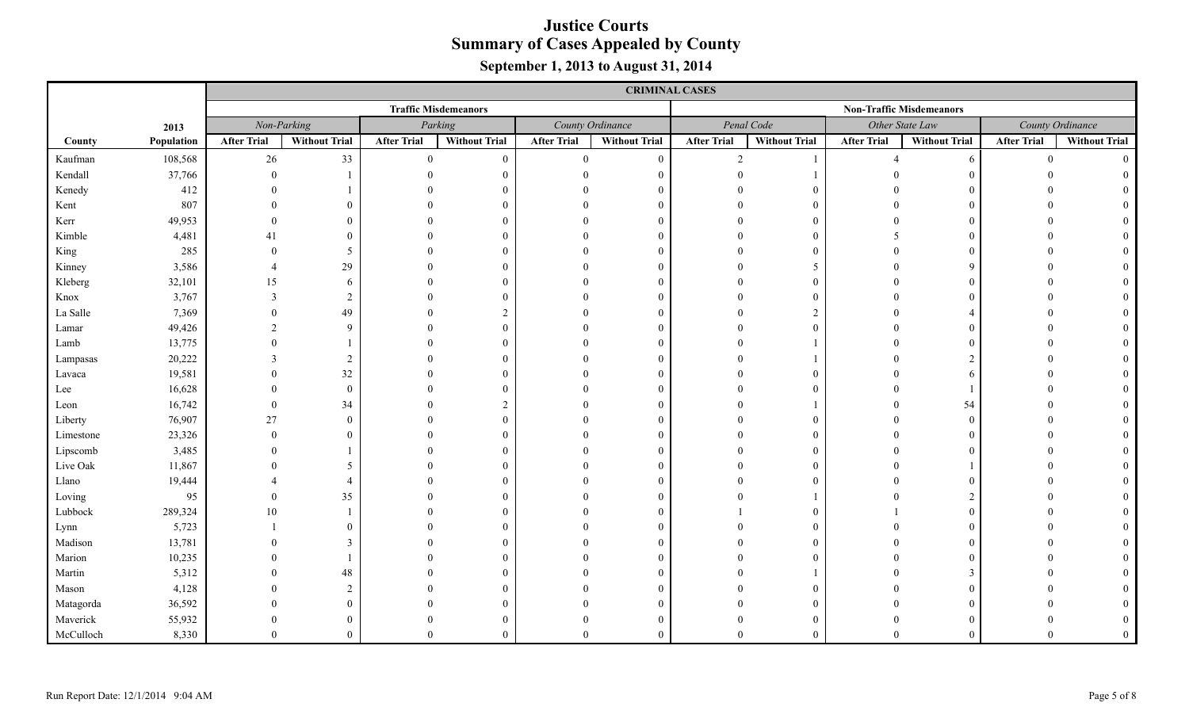# Justice Courts
## Summary of Cases Appealed by County
### September 1, 2013 to August 31, 2014

| | | CRIMINAL CASES | | | | | | | | | | | |
|---|---|---|---|---|---|---|---|---|---|---|---|---|---|
| | | Traffic Misdemeanors | | | | | | Non-Traffic Misdemeanors | | | | | |
| | 2013 | *Non-Parking* | | *Parking* | | *County Ordinance* | | *Penal Code* | | *Other State Law* | | *County Ordinance* | |
| County | Population | After Trial | Without Trial | After Trial | Without Trial | After Trial | Without Trial | After Trial | Without Trial | After Trial | Without Trial | After Trial | Without Trial |
| Kaufman | 108,568 | 26 | 33 | 0 | 0 | 0 | 0 | 2 | 1 | 4 | 6 | 0 | 0 |
| Kendall | 37,766 | 0 | 1 | 0 | 0 | 0 | 0 | 0 | 1 | 0 | 0 | 0 | 0 |
| Kenedy | 412 | 0 | 1 | 0 | 0 | 0 | 0 | 0 | 0 | 0 | 0 | 0 | 0 |
| Kent | 807 | 0 | 0 | 0 | 0 | 0 | 0 | 0 | 0 | 0 | 0 | 0 | 0 |
| Kerr | 49,953 | 0 | 0 | 0 | 0 | 0 | 0 | 0 | 0 | 0 | 0 | 0 | 0 |
| Kimble | 4,481 | 41 | 0 | 0 | 0 | 0 | 0 | 0 | 0 | 5 | 0 | 0 | 0 |
| King | 285 | 0 | 5 | 0 | 0 | 0 | 0 | 0 | 0 | 0 | 0 | 0 | 0 |
| Kinney | 3,586 | 4 | 29 | 0 | 0 | 0 | 0 | 0 | 5 | 0 | 9 | 0 | 0 |
| Kleberg | 32,101 | 15 | 6 | 0 | 0 | 0 | 0 | 0 | 0 | 0 | 0 | 0 | 0 |
| Knox | 3,767 | 3 | 2 | 0 | 0 | 0 | 0 | 0 | 0 | 0 | 0 | 0 | 0 |
| La Salle | 7,369 | 0 | 49 | 0 | 2 | 0 | 0 | 0 | 2 | 0 | 4 | 0 | 0 |
| Lamar | 49,426 | 2 | 9 | 0 | 0 | 0 | 0 | 0 | 0 | 0 | 0 | 0 | 0 |
| Lamb | 13,775 | 0 | 1 | 0 | 0 | 0 | 0 | 0 | 1 | 0 | 0 | 0 | 0 |
| Lampasas | 20,222 | 3 | 2 | 0 | 0 | 0 | 0 | 0 | 1 | 0 | 2 | 0 | 0 |
| Lavaca | 19,581 | 0 | 32 | 0 | 0 | 0 | 0 | 0 | 0 | 0 | 6 | 0 | 0 |
| Lee | 16,628 | 0 | 0 | 0 | 0 | 0 | 0 | 0 | 0 | 0 | 1 | 0 | 0 |
| Leon | 16,742 | 0 | 34 | 0 | 2 | 0 | 0 | 0 | 1 | 0 | 54 | 0 | 0 |
| Liberty | 76,907 | 27 | 0 | 0 | 0 | 0 | 0 | 0 | 0 | 0 | 0 | 0 | 0 |
| Limestone | 23,326 | 0 | 0 | 0 | 0 | 0 | 0 | 0 | 0 | 0 | 0 | 0 | 0 |
| Lipscomb | 3,485 | 0 | 1 | 0 | 0 | 0 | 0 | 0 | 0 | 0 | 0 | 0 | 0 |
| Live Oak | 11,867 | 0 | 5 | 0 | 0 | 0 | 0 | 0 | 0 | 0 | 1 | 0 | 0 |
| Llano | 19,444 | 4 | 4 | 0 | 0 | 0 | 0 | 0 | 0 | 0 | 0 | 0 | 0 |
| Loving | 95 | 0 | 35 | 0 | 0 | 0 | 0 | 0 | 1 | 0 | 2 | 0 | 0 |
| Lubbock | 289,324 | 10 | 1 | 0 | 0 | 0 | 0 | 1 | 0 | 1 | 0 | 0 | 0 |
| Lynn | 5,723 | 1 | 0 | 0 | 0 | 0 | 0 | 0 | 0 | 0 | 0 | 0 | 0 |
| Madison | 13,781 | 0 | 3 | 0 | 0 | 0 | 0 | 0 | 0 | 0 | 0 | 0 | 0 |
| Marion | 10,235 | 0 | 1 | 0 | 0 | 0 | 0 | 0 | 0 | 0 | 0 | 0 | 0 |
| Martin | 5,312 | 0 | 48 | 0 | 0 | 0 | 0 | 0 | 1 | 0 | 3 | 0 | 0 |
| Mason | 4,128 | 0 | 2 | 0 | 0 | 0 | 0 | 0 | 0 | 0 | 0 | 0 | 0 |
| Matagorda | 36,592 | 0 | 0 | 0 | 0 | 0 | 0 | 0 | 0 | 0 | 0 | 0 | 0 |
| Maverick | 55,932 | 0 | 0 | 0 | 0 | 0 | 0 | 0 | 0 | 0 | 0 | 0 | 0 |
| McCulloch | 8,330 | 0 | 0 | 0 | 0 | 0 | 0 | 0 | 0 | 0 | 0 | 0 | 0 |

Run Report Date: 12/1/2014 9:04 AM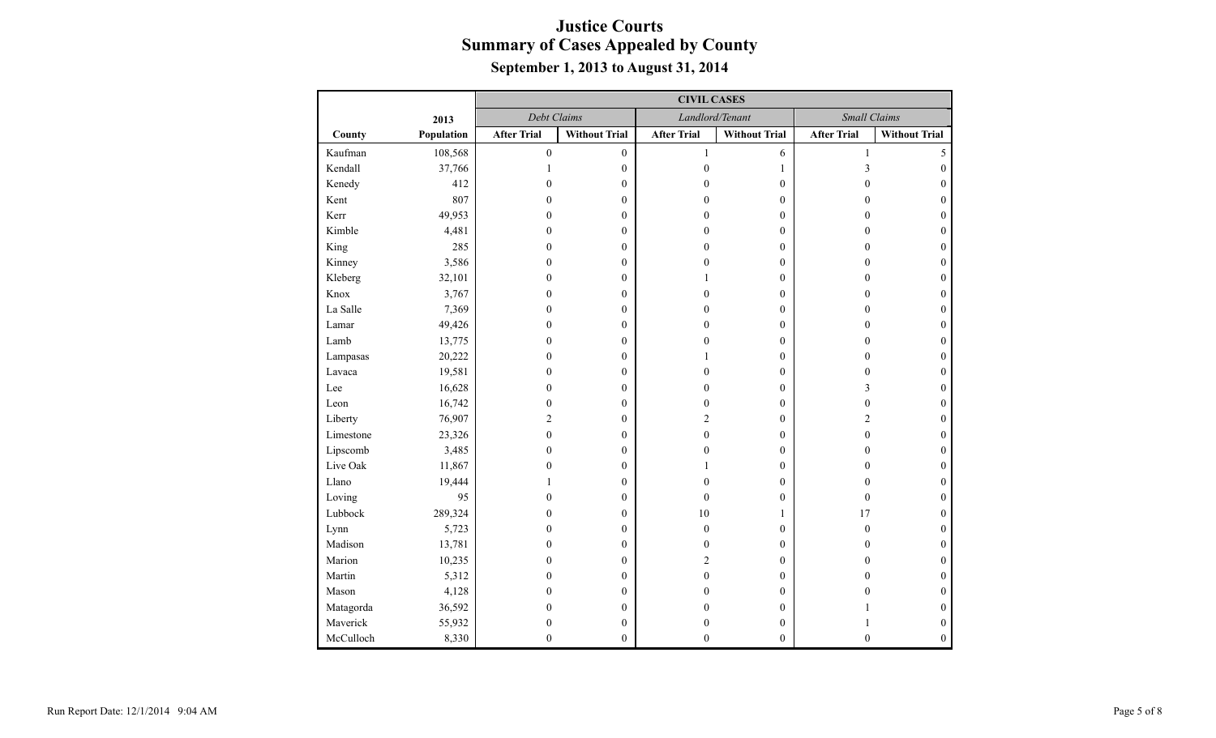# Justice Courts
## Summary of Cases Appealed by County
### September 1, 2013 to August 31, 2014

| | | CIVIL CASES | | | | | |
|---|---|---|---|---|---|---|---|
| | 2013 | *Debt Claims* | | *Landlord/Tenant* | | *Small Claims* | |
| County | Population | After Trial | Without Trial | After Trial | Without Trial | After Trial | Without Trial |
| Kaufman | 108,568 | 0 | 0 | 1 | 6 | 1 | 5 |
| Kendall | 37,766 | 1 | 0 | 0 | 1 | 3 | 0 |
| Kenedy | 412 | 0 | 0 | 0 | 0 | 0 | 0 |
| Kent | 807 | 0 | 0 | 0 | 0 | 0 | 0 |
| Kerr | 49,953 | 0 | 0 | 0 | 0 | 0 | 0 |
| Kimble | 4,481 | 0 | 0 | 0 | 0 | 0 | 0 |
| King | 285 | 0 | 0 | 0 | 0 | 0 | 0 |
| Kinney | 3,586 | 0 | 0 | 0 | 0 | 0 | 0 |
| Kleberg | 32,101 | 0 | 0 | 1 | 0 | 0 | 0 |
| Knox | 3,767 | 0 | 0 | 0 | 0 | 0 | 0 |
| La Salle | 7,369 | 0 | 0 | 0 | 0 | 0 | 0 |
| Lamar | 49,426 | 0 | 0 | 0 | 0 | 0 | 0 |
| Lamb | 13,775 | 0 | 0 | 0 | 0 | 0 | 0 |
| Lampasas | 20,222 | 0 | 0 | 1 | 0 | 0 | 0 |
| Lavaca | 19,581 | 0 | 0 | 0 | 0 | 0 | 0 |
| Lee | 16,628 | 0 | 0 | 0 | 0 | 3 | 0 |
| Leon | 16,742 | 0 | 0 | 0 | 0 | 0 | 0 |
| Liberty | 76,907 | 2 | 0 | 2 | 0 | 2 | 0 |
| Limestone | 23,326 | 0 | 0 | 0 | 0 | 0 | 0 |
| Lipscomb | 3,485 | 0 | 0 | 0 | 0 | 0 | 0 |
| Live Oak | 11,867 | 0 | 0 | 1 | 0 | 0 | 0 |
| Llano | 19,444 | 1 | 0 | 0 | 0 | 0 | 0 |
| Loving | 95 | 0 | 0 | 0 | 0 | 0 | 0 |
| Lubbock | 289,324 | 0 | 0 | 10 | 1 | 17 | 0 |
| Lynn | 5,723 | 0 | 0 | 0 | 0 | 0 | 0 |
| Madison | 13,781 | 0 | 0 | 0 | 0 | 0 | 0 |
| Marion | 10,235 | 0 | 0 | 2 | 0 | 0 | 0 |
| Martin | 5,312 | 0 | 0 | 0 | 0 | 0 | 0 |
| Mason | 4,128 | 0 | 0 | 0 | 0 | 0 | 0 |
| Matagorda | 36,592 | 0 | 0 | 0 | 0 | 1 | 0 |
| Maverick | 55,932 | 0 | 0 | 0 | 0 | 1 | 0 |
| McCulloch | 8,330 | 0 | 0 | 0 | 0 | 0 | 0 |

Run Report Date: 12/1/2014 9:04 AM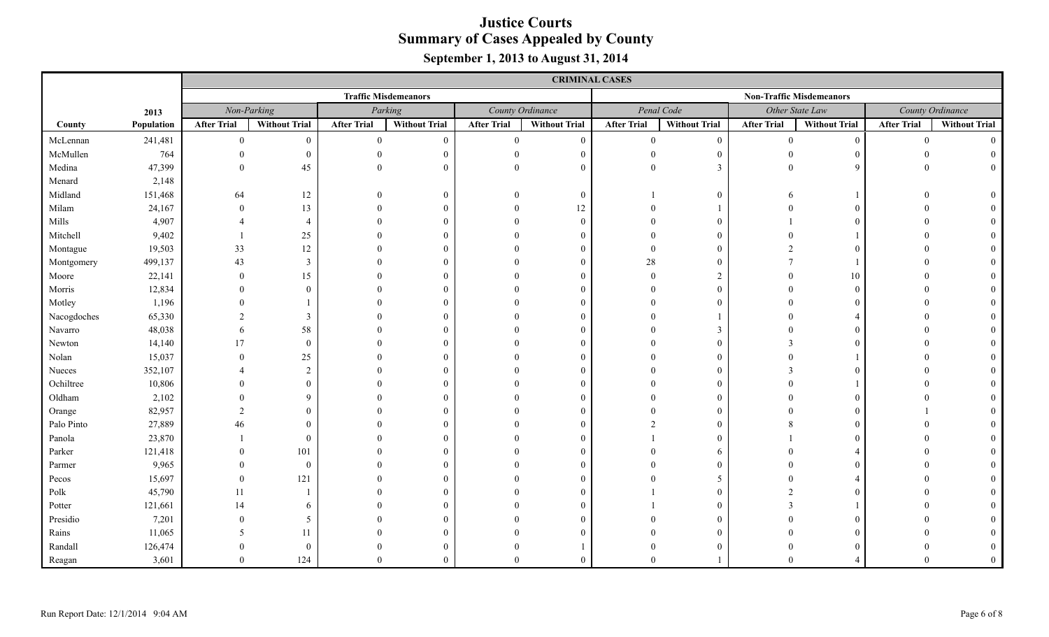# Justice Courts
## Summary of Cases Appealed by County
### September 1, 2013 to August 31, 2014

| | | CRIMINAL CASES | | | | | | | | | | | |
|---|---|---|---|---|---|---|---|---|---|---|---|---|---|
| | | Traffic Misdemeanors | | | | | | Non-Traffic Misdemeanors | | | | | |
| | 2013 | *Non-Parking* | | *Parking* | | *County Ordinance* | | *Penal Code* | | *Other State Law* | | *County Ordinance* | |
| **County** | **Population** | **After Trial** | **Without Trial** | **After Trial** | **Without Trial** | **After Trial** | **Without Trial** | **After Trial** | **Without Trial** | **After Trial** | **Without Trial** | **After Trial** | **Without Trial** |
| McLennan | 241,481 | 0 | 0 | 0 | 0 | 0 | 0 | 0 | 0 | 0 | 0 | 0 | 0 |
| McMullen | 764 | 0 | 0 | 0 | 0 | 0 | 0 | 0 | 0 | 0 | 0 | 0 | 0 |
| Medina | 47,399 | 0 | 45 | 0 | 0 | 0 | 0 | 0 | 3 | 0 | 9 | 0 | 0 |
| Menard | 2,148 | | | | | | | | | | | | |
| Midland | 151,468 | 64 | 12 | 0 | 0 | 0 | 0 | 1 | 0 | 6 | 1 | 0 | 0 |
| Milam | 24,167 | 0 | 13 | 0 | 0 | 0 | 12 | 0 | 1 | 0 | 0 | 0 | 0 |
| Mills | 4,907 | 4 | 4 | 0 | 0 | 0 | 0 | 0 | 0 | 1 | 0 | 0 | 0 |
| Mitchell | 9,402 | 1 | 25 | 0 | 0 | 0 | 0 | 0 | 0 | 0 | 1 | 0 | 0 |
| Montague | 19,503 | 33 | 12 | 0 | 0 | 0 | 0 | 0 | 0 | 2 | 0 | 0 | 0 |
| Montgomery | 499,137 | 43 | 3 | 0 | 0 | 0 | 0 | 28 | 0 | 7 | 1 | 0 | 0 |
| Moore | 22,141 | 0 | 15 | 0 | 0 | 0 | 0 | 0 | 2 | 0 | 10 | 0 | 0 |
| Morris | 12,834 | 0 | 0 | 0 | 0 | 0 | 0 | 0 | 0 | 0 | 0 | 0 | 0 |
| Motley | 1,196 | 0 | 1 | 0 | 0 | 0 | 0 | 0 | 0 | 0 | 0 | 0 | 0 |
| Nacogdoches | 65,330 | 2 | 3 | 0 | 0 | 0 | 0 | 0 | 1 | 0 | 4 | 0 | 0 |
| Navarro | 48,038 | 6 | 58 | 0 | 0 | 0 | 0 | 0 | 3 | 0 | 0 | 0 | 0 |
| Newton | 14,140 | 17 | 0 | 0 | 0 | 0 | 0 | 0 | 0 | 3 | 0 | 0 | 0 |
| Nolan | 15,037 | 0 | 25 | 0 | 0 | 0 | 0 | 0 | 0 | 0 | 1 | 0 | 0 |
| Nueces | 352,107 | 4 | 2 | 0 | 0 | 0 | 0 | 0 | 0 | 3 | 0 | 0 | 0 |
| Ochiltree | 10,806 | 0 | 0 | 0 | 0 | 0 | 0 | 0 | 0 | 0 | 1 | 0 | 0 |
| Oldham | 2,102 | 0 | 9 | 0 | 0 | 0 | 0 | 0 | 0 | 0 | 0 | 0 | 0 |
| Orange | 82,957 | 2 | 0 | 0 | 0 | 0 | 0 | 0 | 0 | 0 | 0 | 1 | 0 |
| Palo Pinto | 27,889 | 46 | 0 | 0 | 0 | 0 | 0 | 2 | 0 | 8 | 0 | 0 | 0 |
| Panola | 23,870 | 1 | 0 | 0 | 0 | 0 | 0 | 1 | 0 | 1 | 0 | 0 | 0 |
| Parker | 121,418 | 0 | 101 | 0 | 0 | 0 | 0 | 0 | 6 | 0 | 4 | 0 | 0 |
| Parmer | 9,965 | 0 | 0 | 0 | 0 | 0 | 0 | 0 | 0 | 0 | 0 | 0 | 0 |
| Pecos | 15,697 | 0 | 121 | 0 | 0 | 0 | 0 | 0 | 5 | 0 | 4 | 0 | 0 |
| Polk | 45,790 | 11 | 1 | 0 | 0 | 0 | 0 | 1 | 0 | 2 | 0 | 0 | 0 |
| Potter | 121,661 | 14 | 6 | 0 | 0 | 0 | 0 | 1 | 0 | 3 | 1 | 0 | 0 |
| Presidio | 7,201 | 0 | 5 | 0 | 0 | 0 | 0 | 0 | 0 | 0 | 0 | 0 | 0 |
| Rains | 11,065 | 5 | 11 | 0 | 0 | 0 | 0 | 0 | 0 | 0 | 0 | 0 | 0 |
| Randall | 126,474 | 0 | 0 | 0 | 0 | 0 | 1 | 0 | 0 | 0 | 0 | 0 | 0 |
| Reagan | 3,601 | 0 | 124 | 0 | 0 | 0 | 0 | 0 | 1 | 0 | 4 | 0 | 0 |

Run Report Date: 12/1/2014 9:04 AM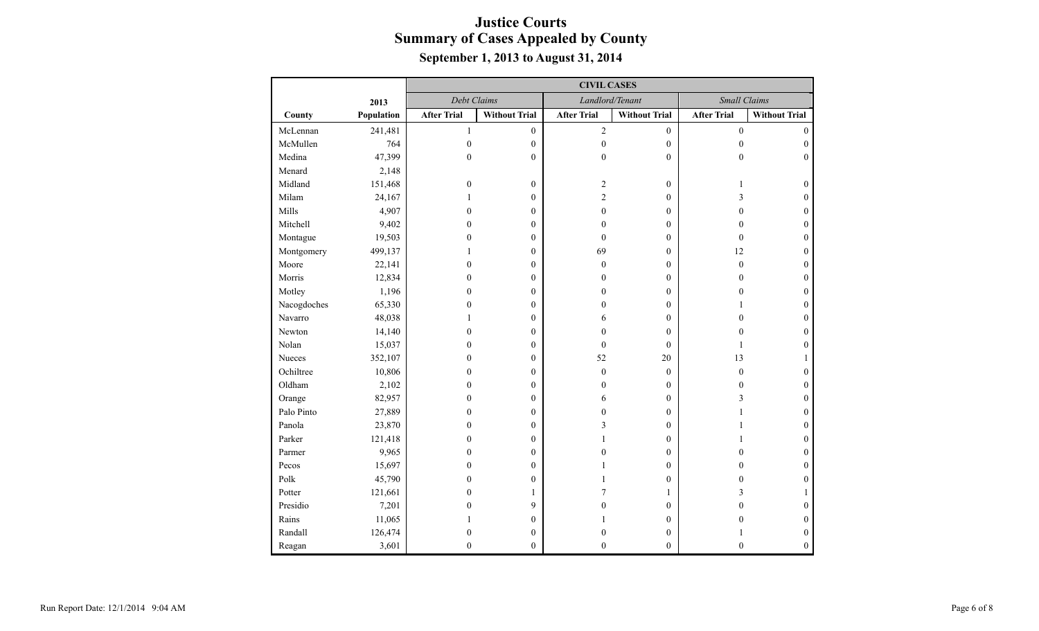# Justice Courts
## Summary of Cases Appealed by County
### September 1, 2013 to August 31, 2014

| | | CIVIL CASES | | | | | |
|---|---|---|---|---|---|---|---|
| | 2013 | *Debt Claims* | | *Landlord/Tenant* | | *Small Claims* | |
| County | Population | After Trial | Without Trial | After Trial | Without Trial | After Trial | Without Trial |
| McLennan | 241,481 | 1 | 0 | 2 | 0 | 0 | 0 |
| McMullen | 764 | 0 | 0 | 0 | 0 | 0 | 0 |
| Medina | 47,399 | 0 | 0 | 0 | 0 | 0 | 0 |
| Menard | 2,148 | | | | | | |
| Midland | 151,468 | 0 | 0 | 2 | 0 | 1 | 0 |
| Milam | 24,167 | 1 | 0 | 2 | 0 | 3 | 0 |
| Mills | 4,907 | 0 | 0 | 0 | 0 | 0 | 0 |
| Mitchell | 9,402 | 0 | 0 | 0 | 0 | 0 | 0 |
| Montague | 19,503 | 0 | 0 | 0 | 0 | 0 | 0 |
| Montgomery | 499,137 | 1 | 0 | 69 | 0 | 12 | 0 |
| Moore | 22,141 | 0 | 0 | 0 | 0 | 0 | 0 |
| Morris | 12,834 | 0 | 0 | 0 | 0 | 0 | 0 |
| Motley | 1,196 | 0 | 0 | 0 | 0 | 0 | 0 |
| Nacogdoches | 65,330 | 0 | 0 | 0 | 0 | 1 | 0 |
| Navarro | 48,038 | 1 | 0 | 6 | 0 | 0 | 0 |
| Newton | 14,140 | 0 | 0 | 0 | 0 | 0 | 0 |
| Nolan | 15,037 | 0 | 0 | 0 | 0 | 1 | 0 |
| Nueces | 352,107 | 0 | 0 | 52 | 20 | 13 | 1 |
| Ochiltree | 10,806 | 0 | 0 | 0 | 0 | 0 | 0 |
| Oldham | 2,102 | 0 | 0 | 0 | 0 | 0 | 0 |
| Orange | 82,957 | 0 | 0 | 6 | 0 | 3 | 0 |
| Palo Pinto | 27,889 | 0 | 0 | 0 | 0 | 1 | 0 |
| Panola | 23,870 | 0 | 0 | 3 | 0 | 1 | 0 |
| Parker | 121,418 | 0 | 0 | 1 | 0 | 1 | 0 |
| Parmer | 9,965 | 0 | 0 | 0 | 0 | 0 | 0 |
| Pecos | 15,697 | 0 | 0 | 1 | 0 | 0 | 0 |
| Polk | 45,790 | 0 | 0 | 1 | 0 | 0 | 0 |
| Potter | 121,661 | 0 | 1 | 7 | 1 | 3 | 1 |
| Presidio | 7,201 | 0 | 9 | 0 | 0 | 0 | 0 |
| Rains | 11,065 | 1 | 0 | 1 | 0 | 0 | 0 |
| Randall | 126,474 | 0 | 0 | 0 | 0 | 1 | 0 |
| Reagan | 3,601 | 0 | 0 | 0 | 0 | 0 | 0 |

Run Report Date: 12/1/2014 9:04 AM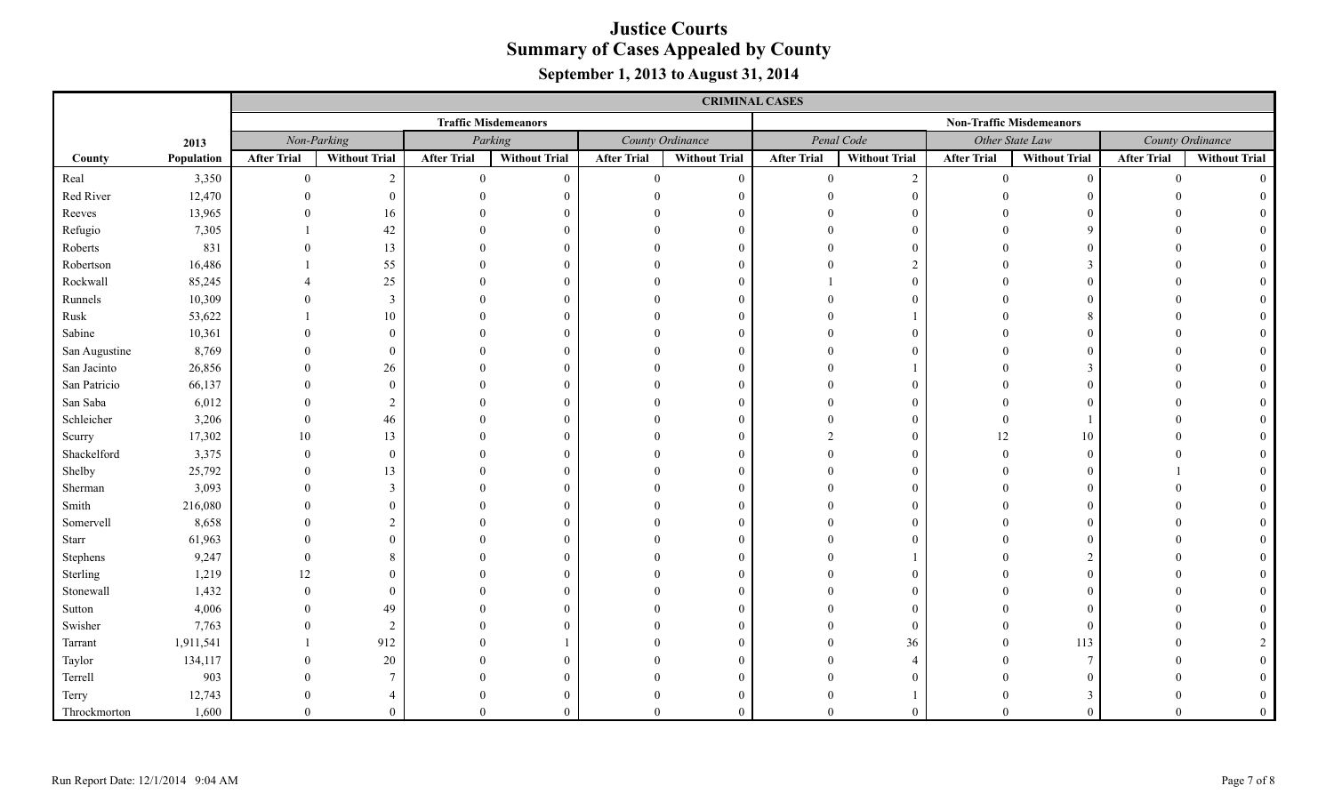# Justice Courts
## Summary of Cases Appealed by County
### September 1, 2013 to August 31, 2014

| | | CRIMINAL CASES | | | | | | | | | | | |
|---|---|---|---|---|---|---|---|---|---|---|---|---|---|
| | | Traffic Misdemeanors | | | | | | Non-Traffic Misdemeanors | | | | | |
| | 2013 | *Non-Parking* | | *Parking* | | *County Ordinance* | | *Penal Code* | | *Other State Law* | | *County Ordinance* | |
| County | Population | After Trial | Without Trial | After Trial | Without Trial | After Trial | Without Trial | After Trial | Without Trial | After Trial | Without Trial | After Trial | Without Trial |
| Real | 3,350 | 0 | 2 | 0 | 0 | 0 | 0 | 0 | 2 | 0 | 0 | 0 | 0 |
| Red River | 12,470 | 0 | 0 | 0 | 0 | 0 | 0 | 0 | 0 | 0 | 0 | 0 | 0 |
| Reeves | 13,965 | 0 | 16 | 0 | 0 | 0 | 0 | 0 | 0 | 0 | 0 | 0 | 0 |
| Refugio | 7,305 | 1 | 42 | 0 | 0 | 0 | 0 | 0 | 0 | 0 | 9 | 0 | 0 |
| Roberts | 831 | 0 | 13 | 0 | 0 | 0 | 0 | 0 | 0 | 0 | 0 | 0 | 0 |
| Robertson | 16,486 | 1 | 55 | 0 | 0 | 0 | 0 | 0 | 2 | 0 | 3 | 0 | 0 |
| Rockwall | 85,245 | 4 | 25 | 0 | 0 | 0 | 0 | 1 | 0 | 0 | 0 | 0 | 0 |
| Runnels | 10,309 | 0 | 3 | 0 | 0 | 0 | 0 | 0 | 0 | 0 | 0 | 0 | 0 |
| Rusk | 53,622 | 1 | 10 | 0 | 0 | 0 | 0 | 0 | 1 | 0 | 8 | 0 | 0 |
| Sabine | 10,361 | 0 | 0 | 0 | 0 | 0 | 0 | 0 | 0 | 0 | 0 | 0 | 0 |
| San Augustine | 8,769 | 0 | 0 | 0 | 0 | 0 | 0 | 0 | 0 | 0 | 0 | 0 | 0 |
| San Jacinto | 26,856 | 0 | 26 | 0 | 0 | 0 | 0 | 0 | 1 | 0 | 3 | 0 | 0 |
| San Patricio | 66,137 | 0 | 0 | 0 | 0 | 0 | 0 | 0 | 0 | 0 | 0 | 0 | 0 |
| San Saba | 6,012 | 0 | 2 | 0 | 0 | 0 | 0 | 0 | 0 | 0 | 0 | 0 | 0 |
| Schleicher | 3,206 | 0 | 46 | 0 | 0 | 0 | 0 | 0 | 0 | 0 | 1 | 0 | 0 |
| Scurry | 17,302 | 10 | 13 | 0 | 0 | 0 | 0 | 2 | 0 | 12 | 10 | 0 | 0 |
| Shackelford | 3,375 | 0 | 0 | 0 | 0 | 0 | 0 | 0 | 0 | 0 | 0 | 0 | 0 |
| Shelby | 25,792 | 0 | 13 | 0 | 0 | 0 | 0 | 0 | 0 | 0 | 0 | 1 | 0 |
| Sherman | 3,093 | 0 | 3 | 0 | 0 | 0 | 0 | 0 | 0 | 0 | 0 | 0 | 0 |
| Smith | 216,080 | 0 | 0 | 0 | 0 | 0 | 0 | 0 | 0 | 0 | 0 | 0 | 0 |
| Somervell | 8,658 | 0 | 2 | 0 | 0 | 0 | 0 | 0 | 0 | 0 | 0 | 0 | 0 |
| Starr | 61,963 | 0 | 0 | 0 | 0 | 0 | 0 | 0 | 0 | 0 | 0 | 0 | 0 |
| Stephens | 9,247 | 0 | 8 | 0 | 0 | 0 | 0 | 0 | 1 | 0 | 2 | 0 | 0 |
| Sterling | 1,219 | 12 | 0 | 0 | 0 | 0 | 0 | 0 | 0 | 0 | 0 | 0 | 0 |
| Stonewall | 1,432 | 0 | 0 | 0 | 0 | 0 | 0 | 0 | 0 | 0 | 0 | 0 | 0 |
| Sutton | 4,006 | 0 | 49 | 0 | 0 | 0 | 0 | 0 | 0 | 0 | 0 | 0 | 0 |
| Swisher | 7,763 | 0 | 2 | 0 | 0 | 0 | 0 | 0 | 0 | 0 | 0 | 0 | 0 |
| Tarrant | 1,911,541 | 1 | 912 | 0 | 1 | 0 | 0 | 0 | 36 | 0 | 113 | 0 | 2 |
| Taylor | 134,117 | 0 | 20 | 0 | 0 | 0 | 0 | 0 | 4 | 0 | 7 | 0 | 0 |
| Terrell | 903 | 0 | 7 | 0 | 0 | 0 | 0 | 0 | 0 | 0 | 0 | 0 | 0 |
| Terry | 12,743 | 0 | 4 | 0 | 0 | 0 | 0 | 0 | 1 | 0 | 3 | 0 | 0 |
| Throckmorton | 1,600 | 0 | 0 | 0 | 0 | 0 | 0 | 0 | 0 | 0 | 0 | 0 | 0 |

Run Report Date: 12/1/2014 9:04 AM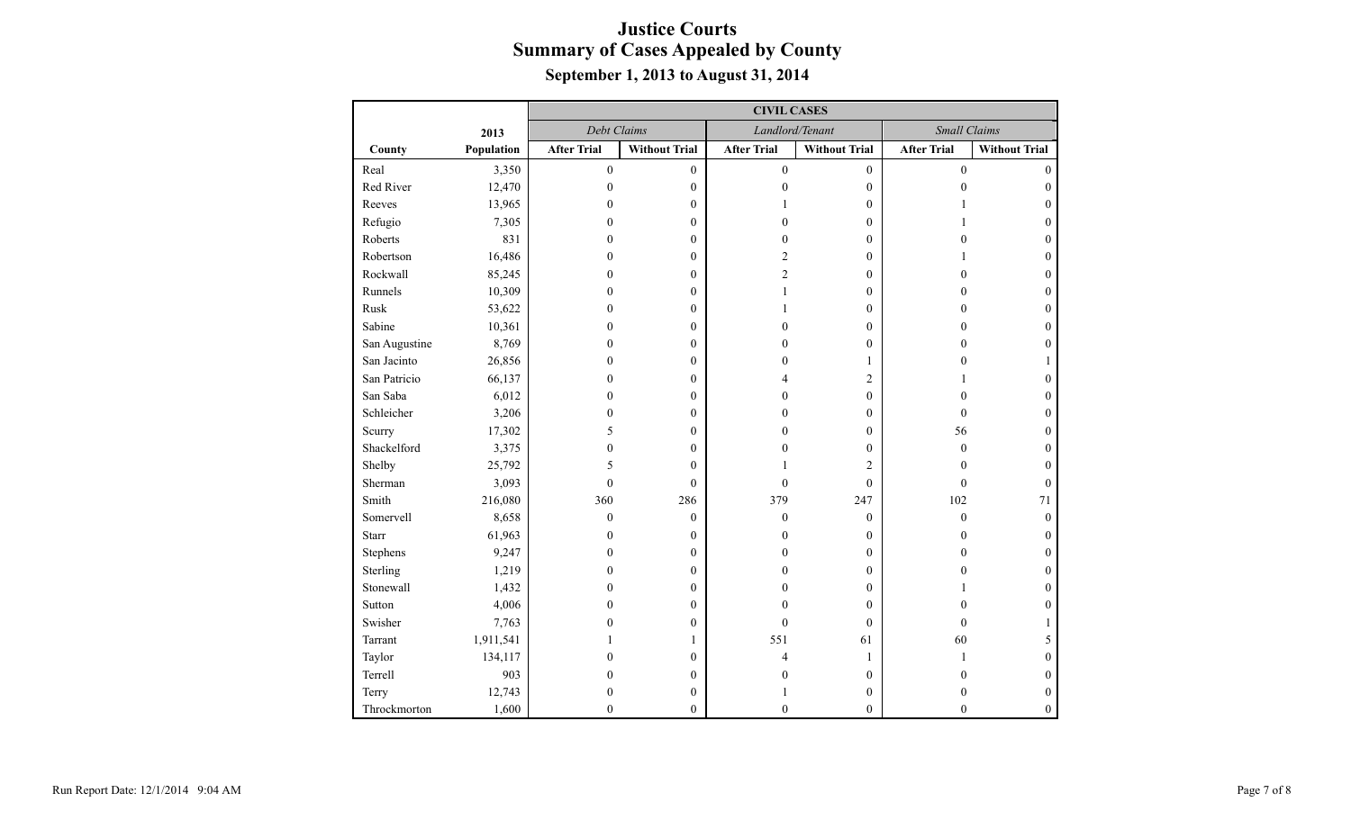# Justice Courts
## Summary of Cases Appealed by County
### September 1, 2013 to August 31, 2014

| | | CIVIL CASES | | | | | |
|---|---|---|---|---|---|---|---|
| | 2013 | *Debt Claims* | | *Landlord/Tenant* | | *Small Claims* | |
| **County** | **Population** | **After Trial** | **Without Trial** | **After Trial** | **Without Trial** | **After Trial** | **Without Trial** |
| Real | 3,350 | 0 | 0 | 0 | 0 | 0 | 0 |
| Red River | 12,470 | 0 | 0 | 0 | 0 | 0 | 0 |
| Reeves | 13,965 | 0 | 0 | 1 | 0 | 1 | 0 |
| Refugio | 7,305 | 0 | 0 | 0 | 0 | 1 | 0 |
| Roberts | 831 | 0 | 0 | 0 | 0 | 0 | 0 |
| Robertson | 16,486 | 0 | 0 | 2 | 0 | 1 | 0 |
| Rockwall | 85,245 | 0 | 0 | 2 | 0 | 0 | 0 |
| Runnels | 10,309 | 0 | 0 | 1 | 0 | 0 | 0 |
| Rusk | 53,622 | 0 | 0 | 1 | 0 | 0 | 0 |
| Sabine | 10,361 | 0 | 0 | 0 | 0 | 0 | 0 |
| San Augustine | 8,769 | 0 | 0 | 0 | 0 | 0 | 0 |
| San Jacinto | 26,856 | 0 | 0 | 0 | 1 | 0 | 1 |
| San Patricio | 66,137 | 0 | 0 | 4 | 2 | 1 | 0 |
| San Saba | 6,012 | 0 | 0 | 0 | 0 | 0 | 0 |
| Schleicher | 3,206 | 0 | 0 | 0 | 0 | 0 | 0 |
| Scurry | 17,302 | 5 | 0 | 0 | 0 | 56 | 0 |
| Shackelford | 3,375 | 0 | 0 | 0 | 0 | 0 | 0 |
| Shelby | 25,792 | 5 | 0 | 1 | 2 | 0 | 0 |
| Sherman | 3,093 | 0 | 0 | 0 | 0 | 0 | 0 |
| Smith | 216,080 | 360 | 286 | 379 | 247 | 102 | 71 |
| Somervell | 8,658 | 0 | 0 | 0 | 0 | 0 | 0 |
| Starr | 61,963 | 0 | 0 | 0 | 0 | 0 | 0 |
| Stephens | 9,247 | 0 | 0 | 0 | 0 | 0 | 0 |
| Sterling | 1,219 | 0 | 0 | 0 | 0 | 0 | 0 |
| Stonewall | 1,432 | 0 | 0 | 0 | 0 | 1 | 0 |
| Sutton | 4,006 | 0 | 0 | 0 | 0 | 0 | 0 |
| Swisher | 7,763 | 0 | 0 | 0 | 0 | 0 | 1 |
| Tarrant | 1,911,541 | 1 | 1 | 551 | 61 | 60 | 5 |
| Taylor | 134,117 | 0 | 0 | 4 | 1 | 1 | 0 |
| Terrell | 903 | 0 | 0 | 0 | 0 | 0 | 0 |
| Terry | 12,743 | 0 | 0 | 1 | 0 | 0 | 0 |
| Throckmorton | 1,600 | 0 | 0 | 0 | 0 | 0 | 0 |

Run Report Date: 12/1/2014 9:04 AM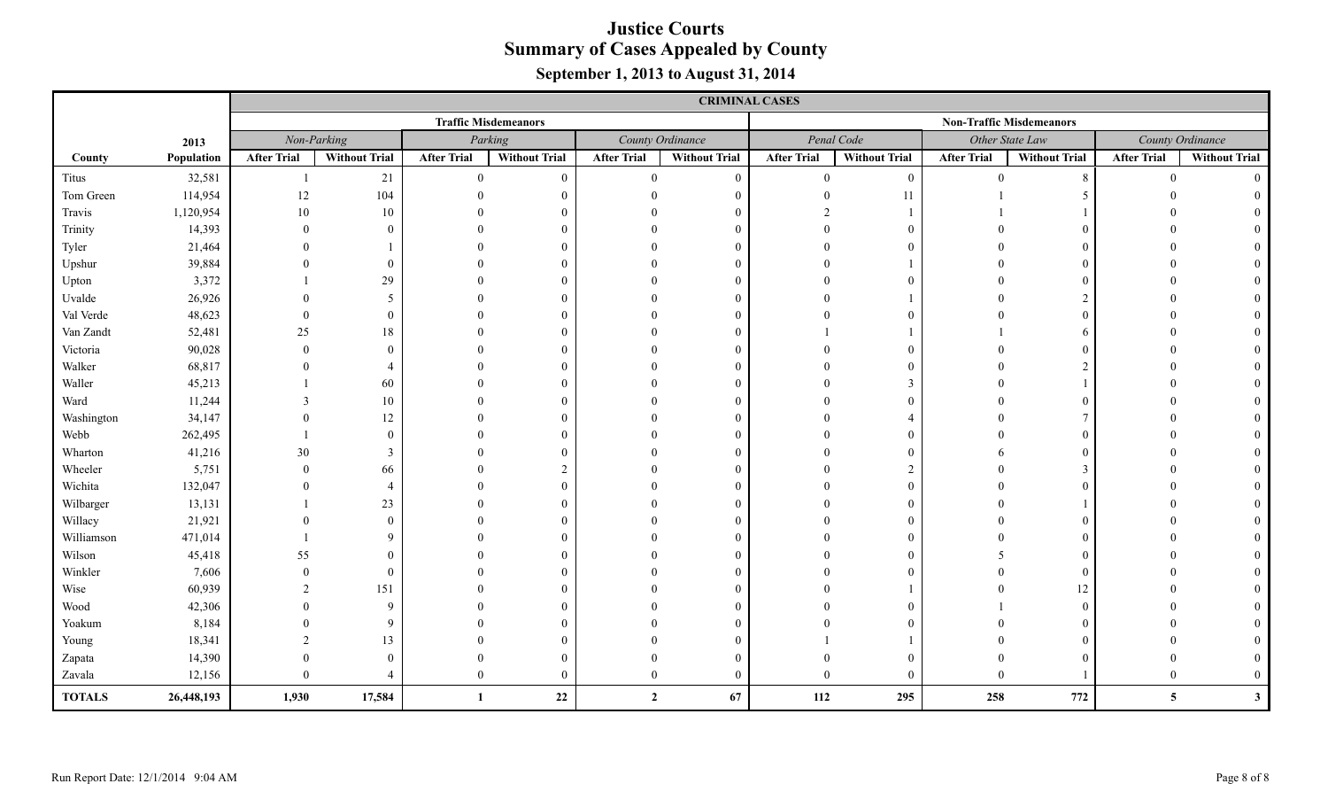# Justice Courts
## Summary of Cases Appealed by County
### September 1, 2013 to August 31, 2014

| | | CRIMINAL CASES | | | | | | | | | | | |
|---|---|---|---|---|---|---|---|---|---|---|---|---|---|
| | | Traffic Misdemeanors | | | | | | Non-Traffic Misdemeanors | | | | | |
| | 2013 | *Non-Parking* | | *Parking* | | *County Ordinance* | | *Penal Code* | | *Other State Law* | | *County Ordinance* | |
| **County** | **Population** | **After Trial** | **Without Trial** | **After Trial** | **Without Trial** | **After Trial** | **Without Trial** | **After Trial** | **Without Trial** | **After Trial** | **Without Trial** | **After Trial** | **Without Trial** |
| Titus | 32,581 | 1 | 21 | 0 | 0 | 0 | 0 | 0 | 0 | 0 | 8 | 0 | 0 |
| Tom Green | 114,954 | 12 | 104 | 0 | 0 | 0 | 0 | 0 | 11 | 1 | 5 | 0 | 0 |
| Travis | 1,120,954 | 10 | 10 | 0 | 0 | 0 | 0 | 2 | 1 | 1 | 1 | 0 | 0 |
| Trinity | 14,393 | 0 | 0 | 0 | 0 | 0 | 0 | 0 | 0 | 0 | 0 | 0 | 0 |
| Tyler | 21,464 | 0 | 1 | 0 | 0 | 0 | 0 | 0 | 0 | 0 | 0 | 0 | 0 |
| Upshur | 39,884 | 0 | 0 | 0 | 0 | 0 | 0 | 0 | 1 | 0 | 0 | 0 | 0 |
| Upton | 3,372 | 1 | 29 | 0 | 0 | 0 | 0 | 0 | 0 | 0 | 0 | 0 | 0 |
| Uvalde | 26,926 | 0 | 5 | 0 | 0 | 0 | 0 | 0 | 1 | 0 | 2 | 0 | 0 |
| Val Verde | 48,623 | 0 | 0 | 0 | 0 | 0 | 0 | 0 | 0 | 0 | 0 | 0 | 0 |
| Van Zandt | 52,481 | 25 | 18 | 0 | 0 | 0 | 0 | 1 | 1 | 1 | 6 | 0 | 0 |
| Victoria | 90,028 | 0 | 0 | 0 | 0 | 0 | 0 | 0 | 0 | 0 | 0 | 0 | 0 |
| Walker | 68,817 | 0 | 4 | 0 | 0 | 0 | 0 | 0 | 0 | 0 | 2 | 0 | 0 |
| Waller | 45,213 | 1 | 60 | 0 | 0 | 0 | 0 | 0 | 3 | 0 | 1 | 0 | 0 |
| Ward | 11,244 | 3 | 10 | 0 | 0 | 0 | 0 | 0 | 0 | 0 | 0 | 0 | 0 |
| Washington | 34,147 | 0 | 12 | 0 | 0 | 0 | 0 | 0 | 4 | 0 | 7 | 0 | 0 |
| Webb | 262,495 | 1 | 0 | 0 | 0 | 0 | 0 | 0 | 0 | 0 | 0 | 0 | 0 |
| Wharton | 41,216 | 30 | 3 | 0 | 0 | 0 | 0 | 0 | 0 | 6 | 0 | 0 | 0 |
| Wheeler | 5,751 | 0 | 66 | 0 | 2 | 0 | 0 | 0 | 2 | 0 | 3 | 0 | 0 |
| Wichita | 132,047 | 0 | 4 | 0 | 0 | 0 | 0 | 0 | 0 | 0 | 0 | 0 | 0 |
| Wilbarger | 13,131 | 1 | 23 | 0 | 0 | 0 | 0 | 0 | 0 | 0 | 1 | 0 | 0 |
| Willacy | 21,921 | 0 | 0 | 0 | 0 | 0 | 0 | 0 | 0 | 0 | 0 | 0 | 0 |
| Williamson | 471,014 | 1 | 9 | 0 | 0 | 0 | 0 | 0 | 0 | 0 | 0 | 0 | 0 |
| Wilson | 45,418 | 55 | 0 | 0 | 0 | 0 | 0 | 0 | 0 | 5 | 0 | 0 | 0 |
| Winkler | 7,606 | 0 | 0 | 0 | 0 | 0 | 0 | 0 | 0 | 0 | 0 | 0 | 0 |
| Wise | 60,939 | 2 | 151 | 0 | 0 | 0 | 0 | 0 | 1 | 0 | 12 | 0 | 0 |
| Wood | 42,306 | 0 | 9 | 0 | 0 | 0 | 0 | 0 | 0 | 1 | 0 | 0 | 0 |
| Yoakum | 8,184 | 0 | 9 | 0 | 0 | 0 | 0 | 0 | 0 | 0 | 0 | 0 | 0 |
| Young | 18,341 | 2 | 13 | 0 | 0 | 0 | 0 | 1 | 1 | 0 | 0 | 0 | 0 |
| Zapata | 14,390 | 0 | 0 | 0 | 0 | 0 | 0 | 0 | 0 | 0 | 0 | 0 | 0 |
| Zavala | 12,156 | 0 | 4 | 0 | 0 | 0 | 0 | 0 | 0 | 0 | 1 | 0 | 0 |
| **TOTALS** | **26,448,193** | **1,930** | **17,584** | **1** | **22** | **2** | **67** | **112** | **295** | **258** | **772** | **5** | **3** |

Run Report Date: 12/1/2014 9:04 AM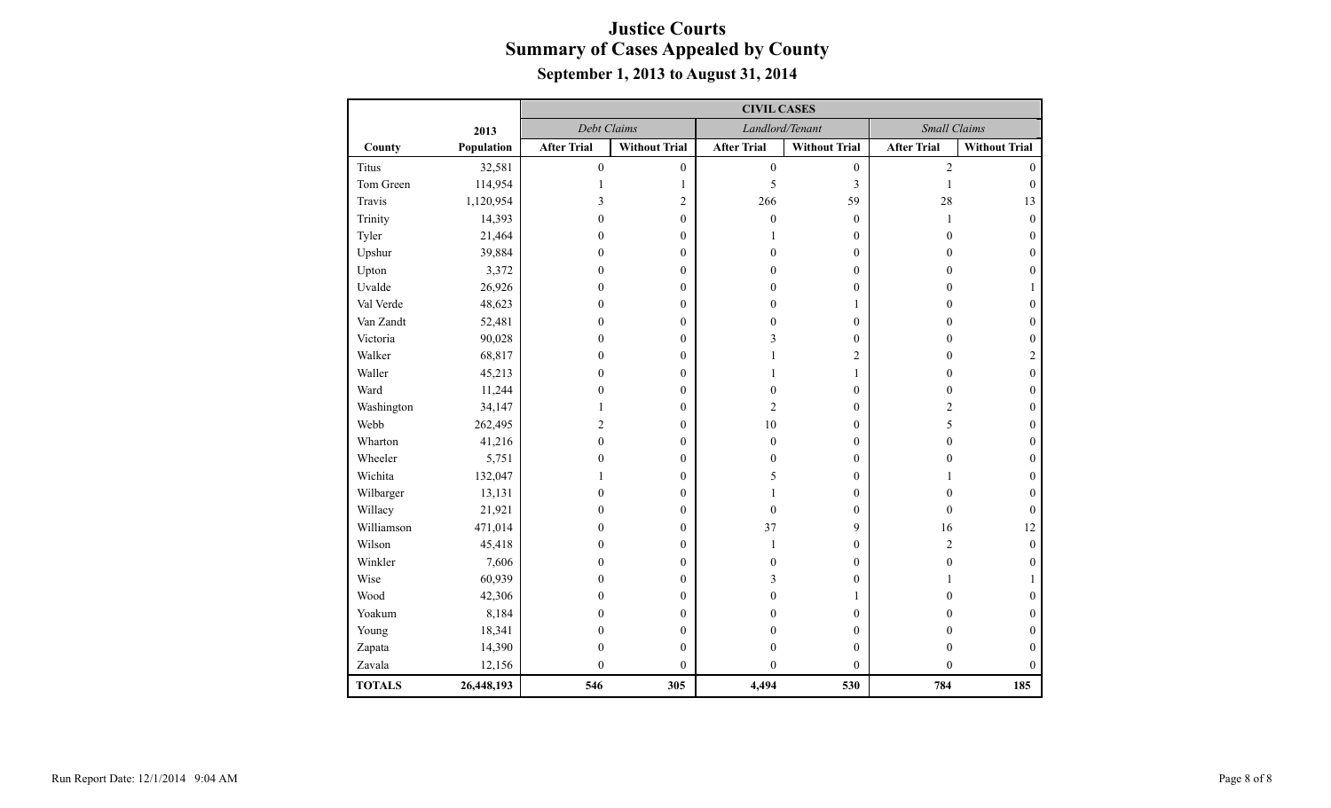# Justice Courts
## Summary of Cases Appealed by County
### September 1, 2013 to August 31, 2014

| | | CIVIL CASES | | | | | |
|---|---|---|---|---|---|---|---|
| | 2013 | *Debt Claims* | | *Landlord/Tenant* | | *Small Claims* | |
| County | Population | After Trial | Without Trial | After Trial | Without Trial | After Trial | Without Trial |
| Titus | 32,581 | 0 | 0 | 0 | 0 | 2 | 0 |
| Tom Green | 114,954 | 1 | 1 | 5 | 3 | 1 | 0 |
| Travis | 1,120,954 | 3 | 2 | 266 | 59 | 28 | 13 |
| Trinity | 14,393 | 0 | 0 | 0 | 0 | 1 | 0 |
| Tyler | 21,464 | 0 | 0 | 1 | 0 | 0 | 0 |
| Upshur | 39,884 | 0 | 0 | 0 | 0 | 0 | 0 |
| Upton | 3,372 | 0 | 0 | 0 | 0 | 0 | 0 |
| Uvalde | 26,926 | 0 | 0 | 0 | 0 | 0 | 1 |
| Val Verde | 48,623 | 0 | 0 | 0 | 1 | 0 | 0 |
| Van Zandt | 52,481 | 0 | 0 | 0 | 0 | 0 | 0 |
| Victoria | 90,028 | 0 | 0 | 3 | 0 | 0 | 0 |
| Walker | 68,817 | 0 | 0 | 1 | 2 | 0 | 2 |
| Waller | 45,213 | 0 | 0 | 1 | 1 | 0 | 0 |
| Ward | 11,244 | 0 | 0 | 0 | 0 | 0 | 0 |
| Washington | 34,147 | 1 | 0 | 2 | 0 | 2 | 0 |
| Webb | 262,495 | 2 | 0 | 10 | 0 | 5 | 0 |
| Wharton | 41,216 | 0 | 0 | 0 | 0 | 0 | 0 |
| Wheeler | 5,751 | 0 | 0 | 0 | 0 | 0 | 0 |
| Wichita | 132,047 | 1 | 0 | 5 | 0 | 1 | 0 |
| Wilbarger | 13,131 | 0 | 0 | 1 | 0 | 0 | 0 |
| Willacy | 21,921 | 0 | 0 | 0 | 0 | 0 | 0 |
| Williamson | 471,014 | 0 | 0 | 37 | 9 | 16 | 12 |
| Wilson | 45,418 | 0 | 0 | 1 | 0 | 2 | 0 |
| Winkler | 7,606 | 0 | 0 | 0 | 0 | 0 | 0 |
| Wise | 60,939 | 0 | 0 | 3 | 0 | 1 | 1 |
| Wood | 42,306 | 0 | 0 | 0 | 1 | 0 | 0 |
| Yoakum | 8,184 | 0 | 0 | 0 | 0 | 0 | 0 |
| Young | 18,341 | 0 | 0 | 0 | 0 | 0 | 0 |
| Zapata | 14,390 | 0 | 0 | 0 | 0 | 0 | 0 |
| Zavala | 12,156 | 0 | 0 | 0 | 0 | 0 | 0 |
| **TOTALS** | **26,448,193** | **546** | **305** | **4,494** | **530** | **784** | **185** |

Run Report Date: 12/1/2014 9:04 AM